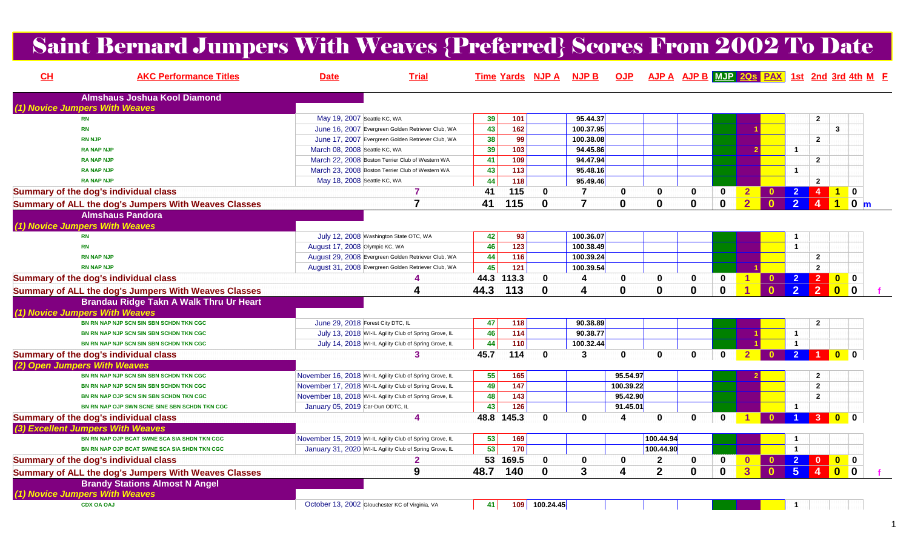# Saint Bernard Jumpers With Weaves {Preferred} Scores From 2002 To Date

| CH | AKC Performance Titles | Date | Trial | Time | Yards | NJP A | NJP B | OJP | AJP A | AJP B | MJP | 2Qs | PAX | 1st | 2nd | 3rd | 4th | M | F |
|---|---|---|---|---|---|---|---|---|---|---|---|---|---|---|---|---|---|---|---|
| **Almshaus Joshua Kool Diamond** | | | | | | | | | | | | | | | | | | | |
| *(1) Novice Jumpers With Weaves* | | | | | | | | | | | | | | | | | | | |
| | RN | May 19, 2007 | Seattle KC, WA | 39 | 101 | | 95.44.37 | | | | | | | | 2 | | | | |
| | RN | June 16, 2007 | Evergreen Golden Retriever Club, WA | 43 | 162 | | 100.37.95 | | | | | 1 | | | | 3 | | | |
| | RN NJP | June 17, 2007 | Evergreen Golden Retriever Club, WA | 38 | 99 | | 100.38.08 | | | | | | | | 2 | | | | |
| | RA NAP NJP | March 08, 2008 | Seattle KC, WA | 39 | 103 | | 94.45.86 | | | | | 2 | | 1 | | | | | |
| | RA NAP NJP | March 22, 2008 | Boston Terrier Club of Western WA | 41 | 109 | | 94.47.94 | | | | | | | | 2 | | | | |
| | RA NAP NJP | March 23, 2008 | Boston Terrier Club of Western WA | 43 | 113 | | 95.48.16 | | | | | | | 1 | | | | | |
| | RA NAP NJP | May 18, 2008 | Seattle KC, WA | 44 | 118 | | 95.49.46 | | | | | | | | 2 | | | | |
| **Summary of the dog's individual class** | | | 7 | 41 | 115 | 0 | 7 | 0 | 0 | 0 | 0 | 2 | 0 | 2 | 4 | 1 | 0 | | |
| **Summary of ALL the dog's Jumpers With Weaves Classes** | | | 7 | 41 | 115 | 0 | 7 | 0 | 0 | 0 | 0 | 2 | 0 | 2 | 4 | 1 | 0 | m | |
| **Almshaus Pandora** | | | | | | | | | | | | | | | | | | | |
| *(1) Novice Jumpers With Weaves* | | | | | | | | | | | | | | | | | | | |
| | RN | July 12, 2008 | Washington State OTC, WA | 42 | 93 | | 100.36.07 | | | | | | | 1 | | | | | |
| | RN | August 17, 2008 | Olympic KC, WA | 46 | 123 | | 100.38.49 | | | | | | | 1 | | | | | |
| | RN NAP NJP | August 29, 2008 | Evergreen Golden Retriever Club, WA | 44 | 116 | | 100.39.24 | | | | | | | | 2 | | | | |
| | RN NAP NJP | August 31, 2008 | Evergreen Golden Retriever Club, WA | 45 | 121 | | 100.39.54 | | | | | 1 | | | 2 | | | | |
| **Summary of the dog's individual class** | | | 4 | 44.3 | 113.3 | 0 | 4 | 0 | 0 | 0 | 0 | 1 | 0 | 2 | 2 | 0 | 0 | | |
| **Summary of ALL the dog's Jumpers With Weaves Classes** | | | 4 | 44.3 | 113 | 0 | 4 | 0 | 0 | 0 | 0 | 1 | 0 | 2 | 2 | 0 | 0 | | f |
| **Brandau Ridge Takn A Walk Thru Ur Heart** | | | | | | | | | | | | | | | | | | | |
| *(1) Novice Jumpers With Weaves* | | | | | | | | | | | | | | | | | | | |
| | BN RN NAP NJP SCN SIN SBN SCHDN TKN CGC | June 29, 2018 | Forest City DTC, IL | 47 | 118 | | 90.38.89 | | | | | | | | 2 | | | | |
| | BN RN NAP NJP SCN SIN SBN SCHDN TKN CGC | July 13, 2018 | WI-IL Agility Club of Spring Grove, IL | 46 | 114 | | 90.38.77 | | | | | 1 | | 1 | | | | | |
| | BN RN NAP NJP SCN SIN SBN SCHDN TKN CGC | July 14, 2018 | WI-IL Agility Club of Spring Grove, IL | 44 | 110 | | 100.32.44 | | | | | 1 | | 1 | | | | | |
| **Summary of the dog's individual class** | | | 3 | 45.7 | 114 | 0 | 3 | 0 | 0 | 0 | 0 | 2 | 0 | 2 | 1 | 0 | 0 | | |
| *(2) Open Jumpers With Weaves* | | | | | | | | | | | | | | | | | | | |
| | BN RN NAP NJP SCN SIN SBN SCHDN TKN CGC | November 16, 2018 | WI-IL Agility Club of Spring Grove, IL | 55 | 165 | | | 95.54.97 | | | | 2 | | | 2 | | | | |
| | BN RN NAP NJP SCN SIN SBN SCHDN TKN CGC | November 17, 2018 | WI-IL Agility Club of Spring Grove, IL | 49 | 147 | | | 100.39.22 | | | | | | | 2 | | | | |
| | BN RN NAP OJP SCN SIN SBN SCHDN TKN CGC | November 18, 2018 | WI-IL Agility Club of Spring Grove, IL | 48 | 143 | | | 95.42.90 | | | | | | | 2 | | | | |
| | BN RN NAP OJP SWN SCNE SINE SBN SCHDN TKN CGC | January 05, 2019 | Car-Dun ODTC, IL | 43 | 126 | | | 91.45.01 | | | | | | 1 | | | | | |
| **Summary of the dog's individual class** | | | 4 | 48.8 | 145.3 | 0 | 0 | 4 | 0 | 0 | 0 | 1 | 0 | 1 | 3 | 0 | 0 | | |
| *(3) Excellent Jumpers With Weaves* | | | | | | | | | | | | | | | | | | | |
| | BN RN NAP OJP BCAT SWNE SCA SIA SHDN TKN CGC | November 15, 2019 | WI-IL Agility Club of Spring Grove, IL | 53 | 169 | | | | 100.44.94 | | | | | 1 | | | | | |
| | BN RN NAP OJP BCAT SWNE SCA SIA SHDN TKN CGC | January 31, 2020 | WI-IL Agility Club of Spring Grove, IL | 53 | 170 | | | | 100.44.90 | | | | | 1 | | | | | |
| **Summary of the dog's individual class** | | | 2 | 53 | 169.5 | 0 | 0 | 0 | 2 | 0 | 0 | 0 | 0 | 2 | 0 | 0 | 0 | | |
| **Summary of ALL the dog's Jumpers With Weaves Classes** | | | 9 | 48.7 | 140 | 0 | 3 | 4 | 2 | 0 | 0 | 3 | 0 | 5 | 4 | 0 | 0 | | f |
| **Brandy Stations Almost N Angel** | | | | | | | | | | | | | | | | | | | |
| *(1) Novice Jumpers With Weaves* | | | | | | | | | | | | | | | | | | | |
| | CDX OA OAJ | October 13, 2002 | Glouchester KC of Virginia, VA | 41 | 109 | 100.24.45 | | | | | | | | 1 | | | | | |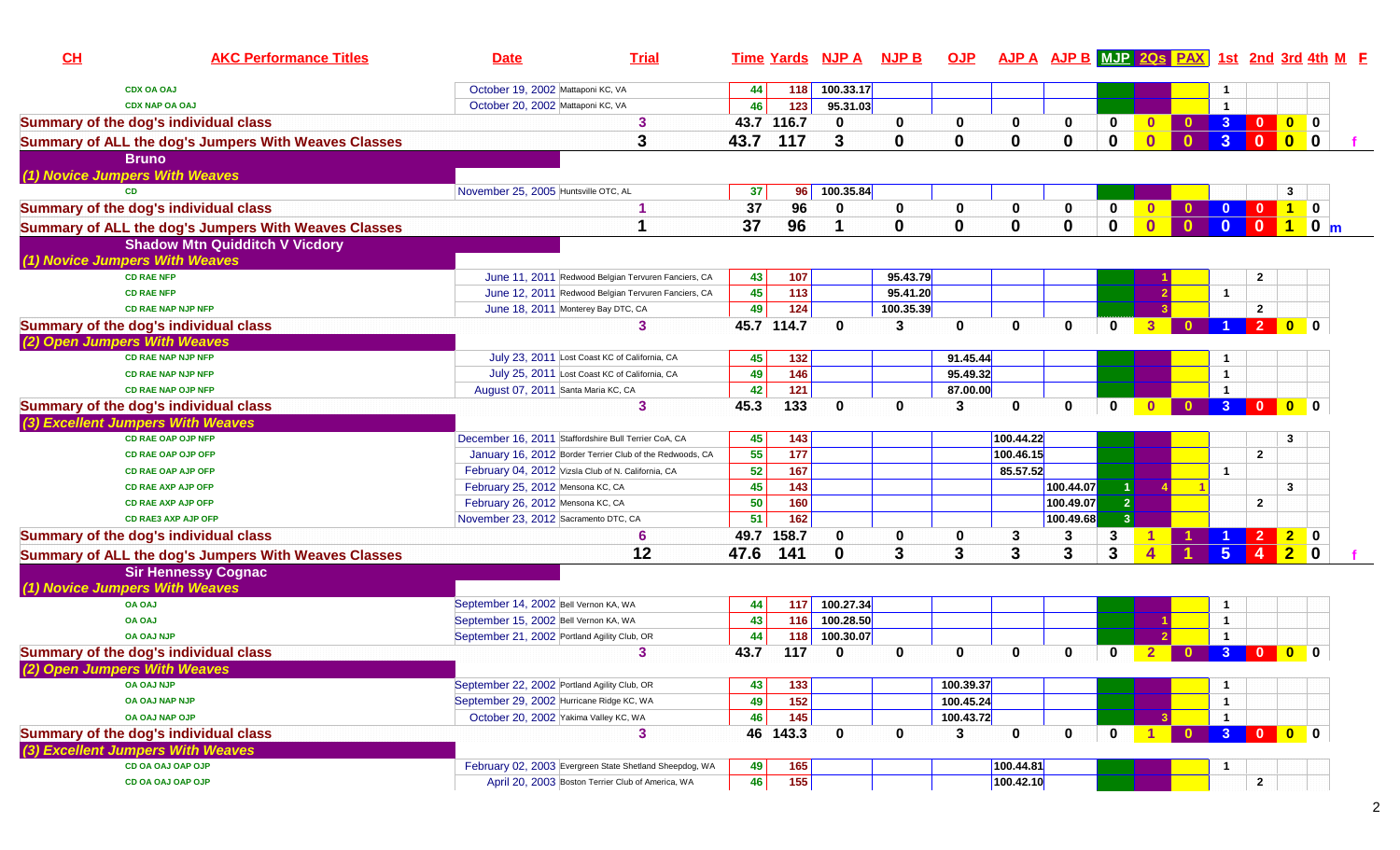| CH | AKC Performance Titles | Date | Trial | Time | Yards | NJP A | NJP B | OJP | AJP A | AJP B | MJP | 2Qs | PAX | 1st | 2nd | 3rd | 4th | M | F |
|---|---|---|---|---|---|---|---|---|---|---|---|---|---|---|---|---|---|---|---|
| | CDX OA OAJ | October 19, 2002 | Mattaponi KC, VA | 44 | 118 | 100.33.17 | | | | | | | | 1 | | | | | |
| | CDX NAP OA OAJ | October 20, 2002 | Mattaponi KC, VA | 46 | 123 | 95.31.03 | | | | | | | | 1 | | | | | |
| Summary of the dog's individual class | | | 3 | 43.7 | 116.7 | 0 | 0 | 0 | 0 | 0 | 0 | 0 | 0 | 3 | 0 | 0 | 0 | | |
| Summary of ALL the dog's Jumpers With Weaves Classes | | | 3 | 43.7 | 117 | 3 | 0 | 0 | 0 | 0 | 0 | 0 | 0 | 3 | 0 | 0 | 0 | | f |
| **Bruno** | | | | | | | | | | | | | | | | | | | |
| *(1) Novice Jumpers With Weaves* | | | | | | | | | | | | | | | | | | | |
| | CD | November 25, 2005 | Huntsville OTC, AL | 37 | 96 | 100.35.84 | | | | | | | | | | 3 | | | |
| Summary of the dog's individual class | | | 1 | 37 | 96 | 0 | 0 | 0 | 0 | 0 | 0 | 0 | 0 | 0 | 0 | 1 | 0 | | |
| Summary of ALL the dog's Jumpers With Weaves Classes | | | 1 | 37 | 96 | 1 | 0 | 0 | 0 | 0 | 0 | 0 | 0 | 0 | 0 | 1 | 0 | m | |
| **Shadow Mtn Quidditch V Vicdory** | | | | | | | | | | | | | | | | | | | |
| *(1) Novice Jumpers With Weaves* | | | | | | | | | | | | | | | | | | | |
| | CD RAE NFP | June 11, 2011 | Redwood Belgian Tervuren Fanciers, CA | 43 | 107 | | 95.43.79 | | | | | 1 | | | 2 | | | | |
| | CD RAE NFP | June 12, 2011 | Redwood Belgian Tervuren Fanciers, CA | 45 | 113 | | 95.41.20 | | | | | 2 | | 1 | | | | | |
| | CD RAE NAP NJP NFP | June 18, 2011 | Monterey Bay DTC, CA | 49 | 124 | | 100.35.39 | | | | | 3 | | | 2 | | | | |
| Summary of the dog's individual class | | | 3 | 45.7 | 114.7 | 0 | 3 | 0 | 0 | 0 | 0 | 3 | 0 | 1 | 2 | 0 | 0 | | |
| *(2) Open Jumpers With Weaves* | | | | | | | | | | | | | | | | | | | |
| | CD RAE NAP NJP NFP | July 23, 2011 | Lost Coast KC of California, CA | 45 | 132 | | | 91.45.44 | | | | | | 1 | | | | | |
| | CD RAE NAP NJP NFP | July 25, 2011 | Lost Coast KC of California, CA | 49 | 146 | | | 95.49.32 | | | | | | 1 | | | | | |
| | CD RAE NAP OJP NFP | August 07, 2011 | Santa Maria KC, CA | 42 | 121 | | | 87.00.00 | | | | | | 1 | | | | | |
| Summary of the dog's individual class | | | 3 | 45.3 | 133 | 0 | 0 | 3 | 0 | 0 | 0 | 0 | 0 | 3 | 0 | 0 | 0 | | |
| *(3) Excellent Jumpers With Weaves* | | | | | | | | | | | | | | | | | | | |
| | CD RAE OAP OJP NFP | December 16, 2011 | Staffordshire Bull Terrier CoA, CA | 45 | 143 | | | | 100.44.22 | | | | | | | 3 | | | |
| | CD RAE OAP OJP OFP | January 16, 2012 | Border Terrier Club of the Redwoods, CA | 55 | 177 | | | | 100.46.15 | | | | | | 2 | | | | |
| | CD RAE OAP AJP OFP | February 04, 2012 | Vizsla Club of N. California, CA | 52 | 167 | | | | 85.57.52 | | | | | 1 | | | | | |
| | CD RAE AXP AJP OFP | February 25, 2012 | Mensona KC, CA | 45 | 143 | | | | | 100.44.07 | 1 | 4 | 1 | | | 3 | | | |
| | CD RAE AXP AJP OFP | February 26, 2012 | Mensona KC, CA | 50 | 160 | | | | | 100.49.07 | 2 | | | | 2 | | | | |
| | CD RAE3 AXP AJP OFP | November 23, 2012 | Sacramento DTC, CA | 51 | 162 | | | | | 100.49.68 | 3 | | | | | | | | |
| Summary of the dog's individual class | | | 6 | 49.7 | 158.7 | 0 | 0 | 0 | 3 | 3 | 3 | 1 | 1 | 1 | 2 | 2 | 0 | | |
| Summary of ALL the dog's Jumpers With Weaves Classes | | | 12 | 47.6 | 141 | 0 | 3 | 3 | 3 | 3 | 3 | 4 | 1 | 5 | 4 | 2 | 0 | | f |
| **Sir Hennessy Cognac** | | | | | | | | | | | | | | | | | | | |
| *(1) Novice Jumpers With Weaves* | | | | | | | | | | | | | | | | | | | |
| | OA OAJ | September 14, 2002 | Bell Vernon KA, WA | 44 | 117 | 100.27.34 | | | | | | | | 1 | | | | | |
| | OA OAJ | September 15, 2002 | Bell Vernon KA, WA | 43 | 116 | 100.28.50 | | | | | | 1 | | 1 | | | | | |
| | OA OAJ NJP | September 21, 2002 | Portland Agility Club, OR | 44 | 118 | 100.30.07 | | | | | | 2 | | 1 | | | | | |
| Summary of the dog's individual class | | | 3 | 43.7 | 117 | 0 | 0 | 0 | 0 | 0 | 0 | 2 | 0 | 3 | 0 | 0 | 0 | | |
| *(2) Open Jumpers With Weaves* | | | | | | | | | | | | | | | | | | | |
| | OA OAJ NJP | September 22, 2002 | Portland Agility Club, OR | 43 | 133 | | | 100.39.37 | | | | | | 1 | | | | | |
| | OA OAJ NAP NJP | September 29, 2002 | Hurricane Ridge KC, WA | 49 | 152 | | | 100.45.24 | | | | | | 1 | | | | | |
| | OA OAJ NAP OJP | October 20, 2002 | Yakima Valley KC, WA | 46 | 145 | | | 100.43.72 | | | | 3 | | 1 | | | | | |
| Summary of the dog's individual class | | | 3 | 46 | 143.3 | 0 | 0 | 3 | 0 | 0 | 0 | 1 | 0 | 3 | 0 | 0 | 0 | | |
| *(3) Excellent Jumpers With Weaves* | | | | | | | | | | | | | | | | | | | |
| | CD OA OAJ OAP OJP | February 02, 2003 | Evergreen State Shetland Sheepdog, WA | 49 | 165 | | | | 100.44.81 | | | | | 1 | | | | | |
| | CD OA OAJ OAP OJP | April 20, 2003 | Boston Terrier Club of America, WA | 46 | 155 | | | | 100.42.10 | | | | | | 2 | | | | |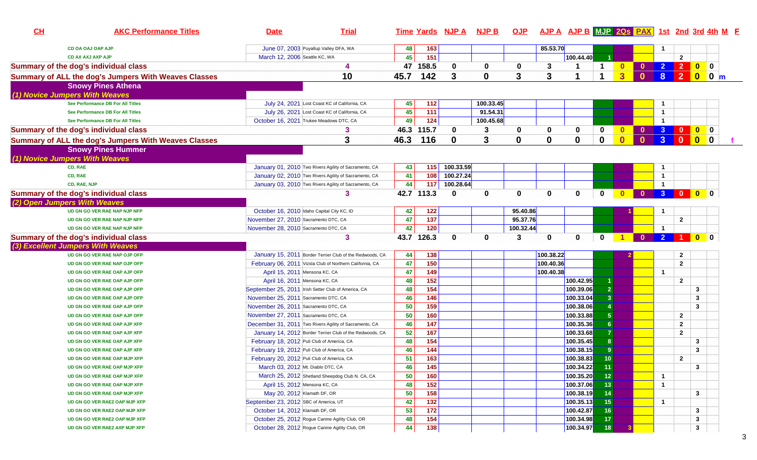| CH | AKC Performance Titles | Date | Trial | Time | Yards | NJP A | NJP B | OJP | AJP A | AJP B | MJP | 2Qs | PAX | 1st | 2nd | 3rd | 4th | M | F |
|---|---|---|---|---|---|---|---|---|---|---|---|---|---|---|---|---|---|---|---|
| | CD OA OAJ OAP AJP | June 07, 2003 | Puyallup Valley DFA, WA | 48 | 163 | | | | 85.53.70 | | | | | 1 | | | | | |
| | CD AX AXJ AXP AJP | March 12, 2006 | Seattle KC, WA | 45 | 151 | | | | | 100.44.40 | 1 | | | | 2 | | | | |
| Summary of the dog's individual class | | | 4 | 47 | 158.5 | 0 | 0 | 0 | 3 | 1 | 1 | 0 | 0 | 2 | 2 | 0 | 0 | | |
| Summary of ALL the dog's Jumpers With Weaves Classes | | | 10 | 45.7 | 142 | 3 | 0 | 3 | 3 | 1 | 1 | 3 | 0 | 8 | 2 | 0 | 0 | m | |
| Snowy Pines Athena | | | | | | | | | | | | | | | | | | | |
| (1) Novice Jumpers With Weaves | | | | | | | | | | | | | | | | | | | |
| | See Performance DB For All Titles | July 24, 2021 | Lost Coast KC of California, CA | 45 | 112 | | 100.33.45 | | | | | | | 1 | | | | | |
| | See Performance DB For All Titles | July 26, 2021 | Lost Coast KC of California, CA | 45 | 111 | | 91.54.31 | | | | | | | 1 | | | | | |
| | See Performance DB For All Titles | October 16, 2021 | Trukee Meadows DTC, CA | 49 | 124 | | 100.45.68 | | | | | | | 1 | | | | | |
| Summary of the dog's individual class | | | 3 | 46.3 | 115.7 | 0 | 3 | 0 | 0 | 0 | 0 | 0 | 0 | 3 | 0 | 0 | 0 | | |
| Summary of ALL the dog's Jumpers With Weaves Classes | | | 3 | 46.3 | 116 | 0 | 3 | 0 | 0 | 0 | 0 | 0 | 0 | 3 | 0 | 0 | 0 | | f |
| Snowy Pines Hummer | | | | | | | | | | | | | | | | | | | |
| (1) Novice Jumpers With Weaves | | | | | | | | | | | | | | | | | | | |
| | CD, RAE | January 01, 2010 | Two Rivers Agility of Sacramento, CA | 43 | 115 | 100.33.59 | | | | | | | | 1 | | | | | |
| | CD, RAE | January 02, 2010 | Two Rivers Agility of Sacramento, CA | 41 | 108 | 100.27.24 | | | | | | | | 1 | | | | | |
| | CD, RAE, NJP | January 03, 2010 | Two Rivers Agility of Sacramento, CA | 44 | 117 | 100.28.64 | | | | | | | | 1 | | | | | |
| Summary of the dog's individual class | | | 3 | 42.7 | 113.3 | 0 | 0 | 0 | 0 | 0 | 0 | 0 | 0 | 3 | 0 | 0 | 0 | | |
| (2) Open Jumpers With Weaves | | | | | | | | | | | | | | | | | | | |
| | UD GN GO VER RAE NAP NJP NFP | October 16, 2010 | Idaho Capital City KC, ID | 42 | 122 | | | 95.40.86 | | | | 1 | | 1 | | | | | |
| | UD GN GO VER RAE NAP NJP NFP | November 27, 2010 | Sacramento DTC, CA | 47 | 137 | | | 95.37.76 | | | | | | | 2 | | | | |
| | UD GN GO VER RAE NAP NJP NFP | November 28, 2010 | Sacramento DTC, CA | 42 | 120 | | | 100.32.44 | | | | | | 1 | | | | | |
| Summary of the dog's individual class | | | 3 | 43.7 | 126.3 | 0 | 0 | 3 | 0 | 0 | 0 | 1 | 0 | 2 | 1 | 0 | 0 | | |
| (3) Excellent Jumpers With Weaves | | | | | | | | | | | | | | | | | | | |
| | UD GN GO VER RAE NAP OJP OFP | January 15, 2011 | Border Terrier Club of the Redwoods, CA | 44 | 138 | | | | 100.38.22 | | | 2 | | | 2 | | | | |
| | UD GN GO VER RAE NAP OJP OFP | February 06, 2011 | Vizsla Club of Northern California, CA | 47 | 150 | | | | 100.40.36 | | | | | | 2 | | | | |
| | UD GN GO VER RAE OAP AJP OFP | April 15, 2011 | Mensona KC, CA | 47 | 149 | | | | 100.40.38 | | | | | 1 | | | | | |
| | UD GN GO VER RAE OAP AJP OFP | April 16, 2011 | Mensona KC, CA | 48 | 152 | | | | | 100.42.95 | 1 | | | | 2 | | | | |
| | UD GN GO VER RAE OAP AJP OFP | September 25, 2011 | Irish Setter Club of America, CA | 48 | 154 | | | | | 100.39.06 | 2 | | | | | 3 | | | |
| | UD GN GO VER RAE OAP AJP OFP | November 25, 2011 | Sacramento DTC, CA | 46 | 146 | | | | | 100.33.04 | 3 | | | | | 3 | | | |
| | UD GN GO VER RAE OAP AJP OFP | November 26, 2011 | Sacramento DTC, CA | 50 | 159 | | | | | 100.38.06 | 4 | | | | | 3 | | | |
| | UD GN GO VER RAE OAP AJP OFP | November 27, 2011 | Sacramento DTC, CA | 50 | 160 | | | | | 100.33.88 | 5 | | | | 2 | | | | |
| | UD GN GO VER RAE OAP AJP XFP | December 31, 2011 | Two Rivers Agility of Sacramento, CA | 46 | 147 | | | | | 100.35.36 | 6 | | | | 2 | | | | |
| | UD GN GO VER RAE OAP AJP XFP | January 14, 2012 | Border Terrier Club of the Redwoods, CA | 52 | 167 | | | | | 100.33.68 | 7 | | | | 2 | | | | |
| | UD GN GO VER RAE OAP AJP XFP | February 18, 2012 | Puli Club of America, CA | 48 | 154 | | | | | 100.35.45 | 8 | | | | | 3 | | | |
| | UD GN GO VER RAE OAP AJP XFP | February 19, 2012 | Puli Club of America, CA | 46 | 144 | | | | | 100.38.15 | 9 | | | | | 3 | | | |
| | UD GN GO VER RAE OAP MJP XFP | February 20, 2012 | Puli Club of America, CA | 51 | 163 | | | | | 100.38.83 | 10 | | | | 2 | | | | |
| | UD GN GO VER RAE OAP MJP XFP | March 03, 2012 | Mt. Diablo DTC, CA | 46 | 145 | | | | | 100.34.22 | 11 | | | | | 3 | | | |
| | UD GN GO VER RAE OAP MJP XFP | March 25, 2012 | Shetland Sheepdog Club N. CA, CA | 50 | 160 | | | | | 100.35.20 | 12 | | | 1 | | | | | |
| | UD GN GO VER RAE OAP MJP XFP | April 15, 2012 | Mensona KC, CA | 48 | 152 | | | | | 100.37.06 | 13 | | | 1 | | | | | |
| | UD GN GO VER RAE OAP MJP XFP | May 20, 2012 | Klamath DF, OR | 50 | 158 | | | | | 100.38.19 | 14 | | | | | 3 | | | |
| | UD GN GO VER RAE2 OAP MJP XFP | September 23, 2012 | SBC of America, UT | 42 | 132 | | | | | 100.35.13 | 15 | | | 1 | | | | | |
| | UD GN GO VER RAE2 OAP MJP XFP | October 14, 2012 | Klamath DF, OR | 53 | 172 | | | | | 100.42.87 | 16 | | | | | 3 | | | |
| | UD GN GO VER RAE2 OAP MJP XFP | October 25, 2012 | Rogue Canine Agility Club, OR | 48 | 154 | | | | | 100.34.98 | 17 | | | | | 3 | | | |
| | UD GN GO VER RAE2 AXP MJP XFP | October 28, 2012 | Rogue Canine Agility Club, OR | 44 | 138 | | | | | 100.34.97 | 18 | 3 | | | | 3 | | | |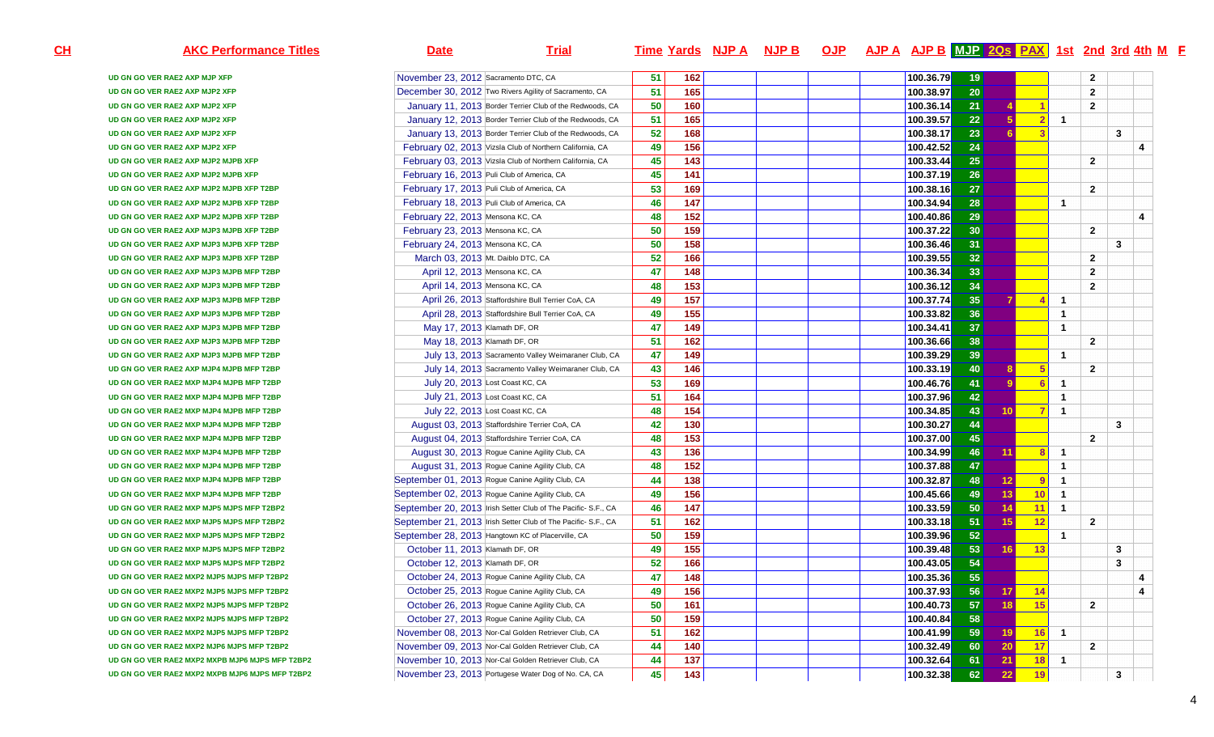| CH | AKC Performance Titles | Date | Trial | Time | Yards | NJP A | NJP B | OJP | AJP A | AJP B | MJP | 2Qs | PAX | 1st | 2nd | 3rd | 4th | M | F |
|---|---|---|---|---|---|---|---|---|---|---|---|---|---|---|---|---|---|---|---|
| | UD GN GO VER RAE2 AXP MJP XFP | November 23, 2012 | Sacramento DTC, CA | 51 | 162 | | | | | 100.36.79 | 19 | | | | 2 | | | | |
| | UD GN GO VER RAE2 AXP MJP2 XFP | December 30, 2012 | Two Rivers Agility of Sacramento, CA | 51 | 165 | | | | | 100.38.97 | 20 | | | | 2 | | | | |
| | UD GN GO VER RAE2 AXP MJP2 XFP | January 11, 2013 | Border Terrier Club of the Redwoods, CA | 50 | 160 | | | | | 100.36.14 | 21 | 4 | 1 | | 2 | | | | |
| | UD GN GO VER RAE2 AXP MJP2 XFP | January 12, 2013 | Border Terrier Club of the Redwoods, CA | 51 | 165 | | | | | 100.39.57 | 22 | 5 | 2 | 1 | | | | | |
| | UD GN GO VER RAE2 AXP MJP2 XFP | January 13, 2013 | Border Terrier Club of the Redwoods, CA | 52 | 168 | | | | | 100.38.17 | 23 | 6 | 3 | | | 3 | | | |
| | UD GN GO VER RAE2 AXP MJP2 XFP | February 02, 2013 | Vizsla Club of Northern California, CA | 49 | 156 | | | | | 100.42.52 | 24 | | | | | | 4 | | |
| | UD GN GO VER RAE2 AXP MJP2 MJPB XFP | February 03, 2013 | Vizsla Club of Northern California, CA | 45 | 143 | | | | | 100.33.44 | 25 | | | | 2 | | | | |
| | UD GN GO VER RAE2 AXP MJP2 MJPB XFP | February 16, 2013 | Puli Club of America, CA | 45 | 141 | | | | | 100.37.19 | 26 | | | | | | | | |
| | UD GN GO VER RAE2 AXP MJP2 MJPB XFP T2BP | February 17, 2013 | Puli Club of America, CA | 53 | 169 | | | | | 100.38.16 | 27 | | | | 2 | | | | |
| | UD GN GO VER RAE2 AXP MJP2 MJPB XFP T2BP | February 18, 2013 | Puli Club of America, CA | 46 | 147 | | | | | 100.34.94 | 28 | | | 1 | | | | | |
| | UD GN GO VER RAE2 AXP MJP2 MJPB XFP T2BP | February 22, 2013 | Mensona KC, CA | 48 | 152 | | | | | 100.40.86 | 29 | | | | | | 4 | | |
| | UD GN GO VER RAE2 AXP MJP3 MJPB XFP T2BP | February 23, 2013 | Mensona KC, CA | 50 | 159 | | | | | 100.37.22 | 30 | | | | 2 | | | | |
| | UD GN GO VER RAE2 AXP MJP3 MJPB XFP T2BP | February 24, 2013 | Mensona KC, CA | 50 | 158 | | | | | 100.36.46 | 31 | | | | | 3 | | | |
| | UD GN GO VER RAE2 AXP MJP3 MJPB XFP T2BP | March 03, 2013 | Mt. Daiblo DTC, CA | 52 | 166 | | | | | 100.39.55 | 32 | | | | 2 | | | | |
| | UD GN GO VER RAE2 AXP MJP3 MJPB MFP T2BP | April 12, 2013 | Mensona KC, CA | 47 | 148 | | | | | 100.36.34 | 33 | | | | 2 | | | | |
| | UD GN GO VER RAE2 AXP MJP3 MJPB MFP T2BP | April 14, 2013 | Mensona KC, CA | 48 | 153 | | | | | 100.36.12 | 34 | | | | 2 | | | | |
| | UD GN GO VER RAE2 AXP MJP3 MJPB MFP T2BP | April 26, 2013 | Staffordshire Bull Terrier CoA, CA | 49 | 157 | | | | | 100.37.74 | 35 | 7 | 4 | 1 | | | | | |
| | UD GN GO VER RAE2 AXP MJP3 MJPB MFP T2BP | April 28, 2013 | Staffordshire Bull Terrier CoA, CA | 49 | 155 | | | | | 100.33.82 | 36 | | | 1 | | | | | |
| | UD GN GO VER RAE2 AXP MJP3 MJPB MFP T2BP | May 17, 2013 | Klamath DF, OR | 47 | 149 | | | | | 100.34.41 | 37 | | | 1 | | | | | |
| | UD GN GO VER RAE2 AXP MJP3 MJPB MFP T2BP | May 18, 2013 | Klamath DF, OR | 51 | 162 | | | | | 100.36.66 | 38 | | | | 2 | | | | |
| | UD GN GO VER RAE2 AXP MJP3 MJPB MFP T2BP | July 13, 2013 | Sacramento Valley Weimaraner Club, CA | 47 | 149 | | | | | 100.39.29 | 39 | | | 1 | | | | | |
| | UD GN GO VER RAE2 AXP MJP4 MJPB MFP T2BP | July 14, 2013 | Sacramento Valley Weimaraner Club, CA | 43 | 146 | | | | | 100.33.19 | 40 | 8 | 5 | | 2 | | | | |
| | UD GN GO VER RAE2 MXP MJP4 MJPB MFP T2BP | July 20, 2013 | Lost Coast KC, CA | 53 | 169 | | | | | 100.46.76 | 41 | 9 | 6 | 1 | | | | | |
| | UD GN GO VER RAE2 MXP MJP4 MJPB MFP T2BP | July 21, 2013 | Lost Coast KC, CA | 51 | 164 | | | | | 100.37.96 | 42 | | | 1 | | | | | |
| | UD GN GO VER RAE2 MXP MJP4 MJPB MFP T2BP | July 22, 2013 | Lost Coast KC, CA | 48 | 154 | | | | | 100.34.85 | 43 | 10 | 7 | 1 | | | | | |
| | UD GN GO VER RAE2 MXP MJP4 MJPB MFP T2BP | August 03, 2013 | Staffordshire Terrier CoA, CA | 42 | 130 | | | | | 100.30.27 | 44 | | | | | 3 | | | |
| | UD GN GO VER RAE2 MXP MJP4 MJPB MFP T2BP | August 04, 2013 | Staffordshire Terrier CoA, CA | 48 | 153 | | | | | 100.37.00 | 45 | | | | 2 | | | | |
| | UD GN GO VER RAE2 MXP MJP4 MJPB MFP T2BP | August 30, 2013 | Rogue Canine Agility Club, CA | 43 | 136 | | | | | 100.34.99 | 46 | 11 | 8 | 1 | | | | | |
| | UD GN GO VER RAE2 MXP MJP4 MJPB MFP T2BP | August 31, 2013 | Rogue Canine Agility Club, CA | 48 | 152 | | | | | 100.37.88 | 47 | | | 1 | | | | | |
| | UD GN GO VER RAE2 MXP MJP4 MJPB MFP T2BP | September 01, 2013 | Rogue Canine Agility Club, CA | 44 | 138 | | | | | 100.32.87 | 48 | 12 | 9 | 1 | | | | | |
| | UD GN GO VER RAE2 MXP MJP4 MJPB MFP T2BP | September 02, 2013 | Rogue Canine Agility Club, CA | 49 | 156 | | | | | 100.45.66 | 49 | 13 | 10 | 1 | | | | | |
| | UD GN GO VER RAE2 MXP MJP5 MJPS MFP T2BP2 | September 20, 2013 | Irish Setter Club of The Pacific- S.F., CA | 46 | 147 | | | | | 100.33.59 | 50 | 14 | 11 | 1 | | | | | |
| | UD GN GO VER RAE2 MXP MJP5 MJPS MFP T2BP2 | September 21, 2013 | Irish Setter Club of The Pacific- S.F., CA | 51 | 162 | | | | | 100.33.18 | 51 | 15 | 12 | | 2 | | | | |
| | UD GN GO VER RAE2 MXP MJP5 MJPS MFP T2BP2 | September 28, 2013 | Hangtown KC of Placerville, CA | 50 | 159 | | | | | 100.39.96 | 52 | | | 1 | | | | | |
| | UD GN GO VER RAE2 MXP MJP5 MJPS MFP T2BP2 | October 11, 2013 | Klamath DF, OR | 49 | 155 | | | | | 100.39.48 | 53 | 16 | 13 | | | 3 | | | |
| | UD GN GO VER RAE2 MXP MJP5 MJPS MFP T2BP2 | October 12, 2013 | Klamath DF, OR | 52 | 166 | | | | | 100.43.05 | 54 | | | | | 3 | | | |
| | UD GN GO VER RAE2 MXP2 MJP5 MJPS MFP T2BP2 | October 24, 2013 | Rogue Canine Agility Club, CA | 47 | 148 | | | | | 100.35.36 | 55 | | | | | | 4 | | |
| | UD GN GO VER RAE2 MXP2 MJP5 MJPS MFP T2BP2 | October 25, 2013 | Rogue Canine Agility Club, CA | 49 | 156 | | | | | 100.37.93 | 56 | 17 | 14 | | | | 4 | | |
| | UD GN GO VER RAE2 MXP2 MJP5 MJPS MFP T2BP2 | October 26, 2013 | Rogue Canine Agility Club, CA | 50 | 161 | | | | | 100.40.73 | 57 | 18 | 15 | | 2 | | | | |
| | UD GN GO VER RAE2 MXP2 MJP5 MJPS MFP T2BP2 | October 27, 2013 | Rogue Canine Agility Club, CA | 50 | 159 | | | | | 100.40.84 | 58 | | | | | | | | |
| | UD GN GO VER RAE2 MXP2 MJP5 MJPS MFP T2BP2 | November 08, 2013 | Nor-Cal Golden Retriever Club, CA | 51 | 162 | | | | | 100.41.99 | 59 | 19 | 16 | 1 | | | | | |
| | UD GN GO VER RAE2 MXP2 MJP6 MJPS MFP T2BP2 | November 09, 2013 | Nor-Cal Golden Retriever Club, CA | 44 | 140 | | | | | 100.32.49 | 60 | 20 | 17 | | 2 | | | | |
| | UD GN GO VER RAE2 MXP2 MXPB MJP6 MJPS MFP T2BP2 | November 10, 2013 | Nor-Cal Golden Retriever Club, CA | 44 | 137 | | | | | 100.32.64 | 61 | 21 | 18 | 1 | | | | | |
| | UD GN GO VER RAE2 MXP2 MXPB MJP6 MJPS MFP T2BP2 | November 23, 2013 | Portugese Water Dog of No. CA, CA | 45 | 143 | | | | | 100.32.38 | 62 | 22 | 19 | | | 3 | | | |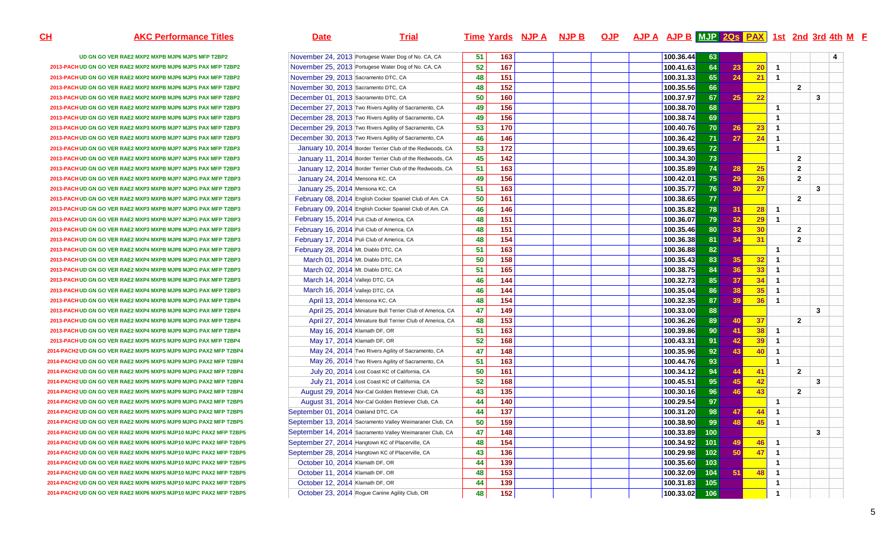| CH | AKC Performance Titles | Date | Trial | Time | Yards | NJP A | NJP B | OJP | AJP A | AJP B | MJP | 2Qs | PAX | 1st | 2nd | 3rd | 4th | M | F |
|---|---|---|---|---|---|---|---|---|---|---|---|---|---|---|---|---|---|---|---|
| | UD GN GO VER RAE2 MXP2 MXPB MJP6 MJPS MFP T2BP2 | November 24, 2013 | Portugese Water Dog of No. CA, CA | 51 | 163 | | | | | 100.36.44 | 63 | | | | | | 4 | | |
| 2013-PACH | UD GN GO VER RAE2 MXP2 MXPB MJP6 MJPS PAX MFP T2BP2 | November 25, 2013 | Portugese Water Dog of No. CA, CA | 52 | 167 | | | | | 100.41.63 | 64 | 23 | 20 | 1 | | | | | |
| 2013-PACH | UD GN GO VER RAE2 MXP2 MXPB MJP6 MJPS PAX MFP T2BP2 | November 29, 2013 | Sacramento DTC, CA | 48 | 151 | | | | | 100.31.33 | 65 | 24 | 21 | 1 | | | | | |
| 2013-PACH | UD GN GO VER RAE2 MXP2 MXPB MJP6 MJPS PAX MFP T2BP2 | November 30, 2013 | Sacramento DTC, CA | 48 | 152 | | | | | 100.35.56 | 66 | | | | 2 | | | | |
| 2013-PACH | UD GN GO VER RAE2 MXP2 MXPB MJP6 MJPS PAX MFP T2BP2 | December 01, 2013 | Sacramento DTC, CA | 50 | 160 | | | | | 100.37.97 | 67 | 25 | 22 | | | 3 | | | |
| 2013-PACH | UD GN GO VER RAE2 MXP2 MXPB MJP6 MJPS PAX MFP T2BP3 | December 27, 2013 | Two Rivers Agility of Sacramento, CA | 49 | 156 | | | | | 100.38.70 | 68 | | | 1 | | | | | |
| 2013-PACH | UD GN GO VER RAE2 MXP2 MXPB MJP6 MJPS PAX MFP T2BP3 | December 28, 2013 | Two Rivers Agility of Sacramento, CA | 49 | 156 | | | | | 100.38.74 | 69 | | | 1 | | | | | |
| 2013-PACH | UD GN GO VER RAE2 MXP3 MXPB MJP7 MJPS PAX MFP T2BP3 | December 29, 2013 | Two Rivers Agility of Sacramento, CA | 53 | 170 | | | | | 100.40.76 | 70 | 26 | 23 | 1 | | | | | |
| 2013-PACH | UD GN GO VER RAE2 MXP3 MXPB MJP7 MJPS PAX MFP T2BP3 | December 30, 2013 | Two Rivers Agility of Sacramento, CA | 46 | 146 | | | | | 100.36.42 | 71 | 27 | 24 | 1 | | | | | |
| 2013-PACH | UD GN GO VER RAE2 MXP3 MXPB MJP7 MJPS PAX MFP T2BP3 | January 10, 2014 | Border Terrier Club of the Redwoods, CA | 53 | 172 | | | | | 100.39.65 | 72 | | | 1 | | | | | |
| 2013-PACH | UD GN GO VER RAE2 MXP3 MXPB MJP7 MJPS PAX MFP T2BP3 | January 11, 2014 | Border Terrier Club of the Redwoods, CA | 45 | 142 | | | | | 100.34.30 | 73 | | | | 2 | | | | |
| 2013-PACH | UD GN GO VER RAE2 MXP3 MXPB MJP7 MJPS PAX MFP T2BP3 | January 12, 2014 | Border Terrier Club of the Redwoods, CA | 51 | 163 | | | | | 100.35.89 | 74 | 28 | 25 | | 2 | | | | |
| 2013-PACH | UD GN GO VER RAE2 MXP3 MXPB MJP7 MJPG PAX MFP T2BP3 | January 24, 2014 | Mensona KC, CA | 49 | 156 | | | | | 100.42.01 | 75 | 29 | 26 | | 2 | | | | |
| 2013-PACH | UD GN GO VER RAE2 MXP3 MXPB MJP7 MJPG PAX MFP T2BP3 | January 25, 2014 | Mensona KC, CA | 51 | 163 | | | | | 100.35.77 | 76 | 30 | 27 | | | 3 | | | |
| 2013-PACH | UD GN GO VER RAE2 MXP3 MXPB MJP7 MJPG PAX MFP T2BP3 | February 08, 2014 | English Cocker Spaniel Club of Am. CA | 50 | 161 | | | | | 100.38.65 | 77 | | | | 2 | | | | |
| 2013-PACH | UD GN GO VER RAE2 MXP3 MXPB MJP7 MJPG PAX MFP T2BP3 | February 09, 2014 | English Cocker Spaniel Club of Am. CA | 46 | 146 | | | | | 100.35.82 | 78 | 31 | 28 | 1 | | | | | |
| 2013-PACH | UD GN GO VER RAE2 MXP3 MXPB MJP7 MJPG PAX MFP T2BP3 | February 15, 2014 | Puli Club of America, CA | 48 | 151 | | | | | 100.36.07 | 79 | 32 | 29 | 1 | | | | | |
| 2013-PACH | UD GN GO VER RAE2 MXP3 MXPB MJP8 MJPG PAX MFP T2BP3 | February 16, 2014 | Puli Club of America, CA | 48 | 151 | | | | | 100.35.46 | 80 | 33 | 30 | | 2 | | | | |
| 2013-PACH | UD GN GO VER RAE2 MXP4 MXPB MJP8 MJPG PAX MFP T2BP3 | February 17, 2014 | Puli Club of America, CA | 48 | 154 | | | | | 100.36.38 | 81 | 34 | 31 | | 2 | | | | |
| 2013-PACH | UD GN GO VER RAE2 MXP4 MXPB MJP8 MJPG PAX MFP T2BP3 | February 28, 2014 | Mt. Diablo DTC, CA | 51 | 163 | | | | | 100.36.88 | 82 | | | 1 | | | | | |
| 2013-PACH | UD GN GO VER RAE2 MXP4 MXPB MJP8 MJPG PAX MFP T2BP3 | March 01, 2014 | Mt. Diablo DTC, CA | 50 | 158 | | | | | 100.35.43 | 83 | 35 | 32 | 1 | | | | | |
| 2013-PACH | UD GN GO VER RAE2 MXP4 MXPB MJP8 MJPG PAX MFP T2BP3 | March 02, 2014 | Mt. Diablo DTC, CA | 51 | 165 | | | | | 100.38.75 | 84 | 36 | 33 | 1 | | | | | |
| 2013-PACH | UD GN GO VER RAE2 MXP4 MXPB MJP8 MJPG PAX MFP T2BP3 | March 14, 2014 | Vallejo DTC, CA | 46 | 144 | | | | | 100.32.73 | 85 | 37 | 34 | 1 | | | | | |
| 2013-PACH | UD GN GO VER RAE2 MXP4 MXPB MJP8 MJPG PAX MFP T2BP3 | March 16, 2014 | Vallejo DTC, CA | 46 | 144 | | | | | 100.35.04 | 86 | 38 | 35 | 1 | | | | | |
| 2013-PACH | UD GN GO VER RAE2 MXP4 MXPB MJP8 MJPG PAX MFP T2BP4 | April 13, 2014 | Mensona KC, CA | 48 | 154 | | | | | 100.32.35 | 87 | 39 | 36 | 1 | | | | | |
| 2013-PACH | UD GN GO VER RAE2 MXP4 MXPB MJP8 MJPG PAX MFP T2BP4 | April 25, 2014 | Miniature Bull Terrier Club of America, CA | 47 | 149 | | | | | 100.33.00 | 88 | | | | | 3 | | | |
| 2013-PACH | UD GN GO VER RAE2 MXP4 MXPB MJP8 MJPG PAX MFP T2BP4 | April 27, 2014 | Miniature Bull Terrier Club of America, CA | 48 | 153 | | | | | 100.36.26 | 89 | 40 | 37 | | 2 | | | | |
| 2013-PACH | UD GN GO VER RAE2 MXP4 MXPB MJP9 MJPG PAX MFP T2BP4 | May 16, 2014 | Klamath DF, OR | 51 | 163 | | | | | 100.39.86 | 90 | 41 | 38 | 1 | | | | | |
| 2013-PACH | UD GN GO VER RAE2 MXP5 MXPS MJP9 MJPG PAX MFP T2BP4 | May 17, 2014 | Klamath DF, OR | 52 | 168 | | | | | 100.43.31 | 91 | 42 | 39 | 1 | | | | | |
| 2014-PACH2 | UD GN GO VER RAE2 MXP5 MXPS MJP9 MJPG PAX2 MFP T2BP4 | May 24, 2014 | Two Rivers Agility of Sacramento, CA | 47 | 148 | | | | | 100.35.96 | 92 | 43 | 40 | 1 | | | | | |
| 2014-PACH2 | UD GN GO VER RAE2 MXP5 MXPS MJP9 MJPG PAX2 MFP T2BP4 | May 26, 2014 | Two Rivers Agility of Sacramento, CA | 51 | 163 | | | | | 100.44.76 | 93 | | | 1 | | | | | |
| 2014-PACH2 | UD GN GO VER RAE2 MXP5 MXPS MJP9 MJPG PAX2 MFP T2BP4 | July 20, 2014 | Lost Coast KC of California, CA | 50 | 161 | | | | | 100.34.12 | 94 | 44 | 41 | | 2 | | | | |
| 2014-PACH2 | UD GN GO VER RAE2 MXP5 MXPS MJP9 MJPG PAX2 MFP T2BP4 | July 21, 2014 | Lost Coast KC of California, CA | 52 | 168 | | | | | 100.45.51 | 95 | 45 | 42 | | | 3 | | | |
| 2014-PACH2 | UD GN GO VER RAE2 MXP5 MXPS MJP9 MJPG PAX2 MFP T2BP4 | August 29, 2014 | Nor-Cal Golden Retriever Club, CA | 43 | 135 | | | | | 100.30.16 | 96 | 46 | 43 | | 2 | | | | |
| 2014-PACH2 | UD GN GO VER RAE2 MXP5 MXPS MJP9 MJPG PAX2 MFP T2BP5 | August 31, 2014 | Nor-Cal Golden Retriever Club, CA | 44 | 140 | | | | | 100.29.54 | 97 | | | 1 | | | | | |
| 2014-PACH2 | UD GN GO VER RAE2 MXP5 MXPS MJP9 MJPG PAX2 MFP T2BP5 | September 01, 2014 | Oakland DTC, CA | 44 | 137 | | | | | 100.31.20 | 98 | 47 | 44 | 1 | | | | | |
| 2014-PACH2 | UD GN GO VER RAE2 MXP6 MXPS MJP9 MJPG PAX2 MFP T2BP5 | September 13, 2014 | Sacramento Valley Weimaraner Club, CA | 50 | 159 | | | | | 100.38.90 | 99 | 48 | 45 | 1 | | | | | |
| 2014-PACH2 | UD GN GO VER RAE2 MXP6 MXPS MJP10 MJPC PAX2 MFP T2BP5 | September 14, 2014 | Sacramento Valley Weimaraner Club, CA | 47 | 148 | | | | | 100.33.89 | 100 | | | | | 3 | | | |
| 2014-PACH2 | UD GN GO VER RAE2 MXP6 MXPS MJP10 MJPC PAX2 MFP T2BP5 | September 27, 2014 | Hangtown KC of Placerville, CA | 48 | 154 | | | | | 100.34.92 | 101 | 49 | 46 | 1 | | | | | |
| 2014-PACH2 | UD GN GO VER RAE2 MXP6 MXPS MJP10 MJPC PAX2 MFP T2BP5 | September 28, 2014 | Hangtown KC of Placerville, CA | 43 | 136 | | | | | 100.29.98 | 102 | 50 | 47 | 1 | | | | | |
| 2014-PACH2 | UD GN GO VER RAE2 MXP6 MXPS MJP10 MJPC PAX2 MFP T2BP5 | October 10, 2014 | Klamath DF, OR | 44 | 139 | | | | | 100.35.60 | 103 | | | 1 | | | | | |
| 2014-PACH2 | UD GN GO VER RAE2 MXP6 MXPS MJP10 MJPC PAX2 MFP T2BP5 | October 11, 2014 | Klamath DF, OR | 48 | 153 | | | | | 100.32.09 | 104 | 51 | 48 | 1 | | | | | |
| 2014-PACH2 | UD GN GO VER RAE2 MXP6 MXPS MJP10 MJPC PAX2 MFP T2BP5 | October 12, 2014 | Klamath DF, OR | 44 | 139 | | | | | 100.31.83 | 105 | | | 1 | | | | | |
| 2014-PACH2 | UD GN GO VER RAE2 MXP6 MXPS MJP10 MJPC PAX2 MFP T2BP5 | October 23, 2014 | Rogue Canine Agility Club, OR | 48 | 152 | | | | | 100.33.02 | 106 | | | 1 | | | | | |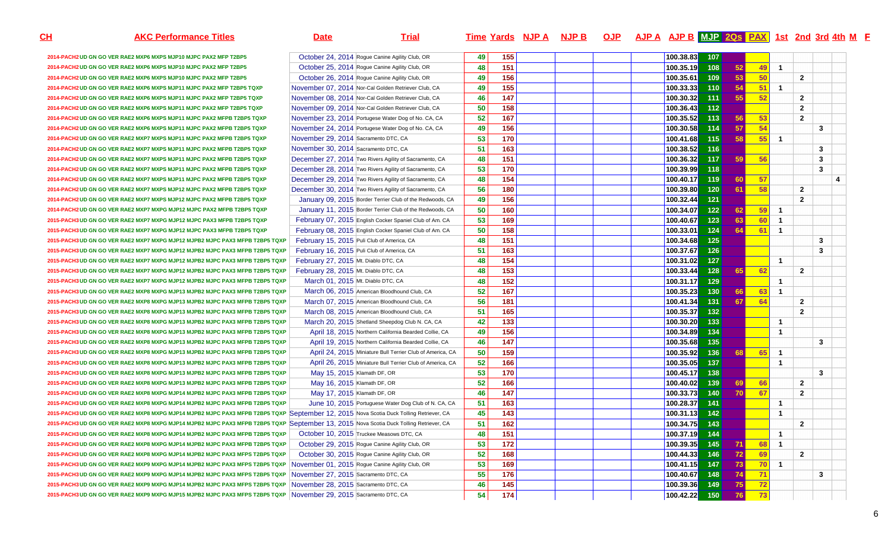| CH | AKC Performance Titles | Date | Trial | Time | Yards | NJP A | NJP B | OJP | AJP A | AJP B | MJP | 2Qs | PAX | 1st | 2nd | 3rd | 4th | M | F |
|---|---|---|---|---|---|---|---|---|---|---|---|---|---|---|---|---|---|---|---|
| 2014-PACH2 | UD GN GO VER RAE2 MXP6 MXPS MJP10 MJPC PAX2 MFP T2BP5 | October 24, 2014 | Rogue Canine Agility Club, OR | 49 | 155 | | | | | 100.38.83 | 107 | | | | | | | | |
| 2014-PACH2 | UD GN GO VER RAE2 MXP6 MXPS MJP10 MJPC PAX2 MFP T2BP5 | October 25, 2014 | Rogue Canine Agility Club, OR | 48 | 151 | | | | | 100.35.19 | 108 | 52 | 49 | 1 | | | | | |
| 2014-PACH2 | UD GN GO VER RAE2 MXP6 MXPS MJP10 MJPC PAX2 MFP T2BP5 | October 26, 2014 | Rogue Canine Agility Club, OR | 49 | 156 | | | | | 100.35.61 | 109 | 53 | 50 | | 2 | | | | |
| 2014-PACH2 | UD GN GO VER RAE2 MXP6 MXPS MJP11 MJPC PAX2 MFP T2BP5 TQXP | November 07, 2014 | Nor-Cal Golden Retriever Club, CA | 49 | 155 | | | | | 100.33.33 | 110 | 54 | 51 | 1 | | | | | |
| 2014-PACH2 | UD GN GO VER RAE2 MXP6 MXPS MJP11 MJPC PAX2 MFP T2BP5 TQXP | November 08, 2014 | Nor-Cal Golden Retriever Club, CA | 46 | 147 | | | | | 100.30.32 | 111 | 55 | 52 | | 2 | | | | |
| 2014-PACH2 | UD GN GO VER RAE2 MXP6 MXPS MJP11 MJPC PAX2 MFP T2BP5 TQXP | November 09, 2014 | Nor-Cal Golden Retriever Club, CA | 50 | 158 | | | | | 100.36.43 | 112 | | | | 2 | | | | |
| 2014-PACH2 | UD GN GO VER RAE2 MXP6 MXPS MJP11 MJPC PAX2 MFPB T2BP5 TQXP | November 23, 2014 | Portugese Water Dog of No. CA, CA | 52 | 167 | | | | | 100.35.52 | 113 | 56 | 53 | | 2 | | | | |
| 2014-PACH2 | UD GN GO VER RAE2 MXP6 MXPS MJP11 MJPC PAX2 MFPB T2BP5 TQXP | November 24, 2014 | Portugese Water Dog of No. CA, CA | 49 | 156 | | | | | 100.30.58 | 114 | 57 | 54 | | | 3 | | | |
| 2014-PACH2 | UD GN GO VER RAE2 MXP7 MXPS MJP11 MJPC PAX2 MFPB T2BP5 TQXP | November 29, 2014 | Sacramento DTC, CA | 53 | 170 | | | | | 100.41.68 | 115 | 58 | 55 | 1 | | | | | |
| 2014-PACH2 | UD GN GO VER RAE2 MXP7 MXPS MJP11 MJPC PAX2 MFPB T2BP5 TQXP | November 30, 2014 | Sacramento DTC, CA | 51 | 163 | | | | | 100.38.52 | 116 | | | | | 3 | | | |
| 2014-PACH2 | UD GN GO VER RAE2 MXP7 MXPS MJP11 MJPC PAX2 MFPB T2BP5 TQXP | December 27, 2014 | Two Rivers Agility of Sacramento, CA | 48 | 151 | | | | | 100.36.32 | 117 | 59 | 56 | | | 3 | | | |
| 2014-PACH2 | UD GN GO VER RAE2 MXP7 MXPS MJP11 MJPC PAX2 MFPB T2BP5 TQXP | December 28, 2014 | Two Rivers Agility of Sacramento, CA | 53 | 170 | | | | | 100.39.99 | 118 | | | | | 3 | | | |
| 2014-PACH2 | UD GN GO VER RAE2 MXP7 MXPS MJP11 MJPC PAX2 MFPB T2BP5 TQXP | December 29, 2014 | Two Rivers Agility of Sacramento, CA | 48 | 154 | | | | | 100.40.17 | 119 | 60 | 57 | | | | 4 | | |
| 2014-PACH2 | UD GN GO VER RAE2 MXP7 MXPS MJP12 MJPC PAX2 MFPB T2BP5 TQXP | December 30, 2014 | Two Rivers Agility of Sacramento, CA | 56 | 180 | | | | | 100.39.80 | 120 | 61 | 58 | | 2 | | | | |
| 2014-PACH2 | UD GN GO VER RAE2 MXP7 MXPS MJP12 MJPC PAX2 MFPB T2BP5 TQXP | January 09, 2015 | Border Terrier Club of the Redwoods, CA | 49 | 156 | | | | | 100.32.44 | 121 | | | | 2 | | | | |
| 2014-PACH2 | UD GN GO VER RAE2 MXP7 MXPG MJP12 MJPC PAX2 MFPB T2BP5 TQXP | January 11, 2015 | Border Terrier Club of the Redwoods, CA | 50 | 160 | | | | | 100.34.07 | 122 | 62 | 59 | 1 | | | | | |
| 2015-PACH3 | UD GN GO VER RAE2 MXP7 MXPG MJP12 MJPC PAX3 MFPB T2BP5 TQXP | February 07, 2015 | English Cocker Spaniel Club of Am. CA | 53 | 169 | | | | | 100.40.67 | 123 | 63 | 60 | 1 | | | | | |
| 2015-PACH3 | UD GN GO VER RAE2 MXP7 MXPG MJP12 MJPC PAX3 MFPB T2BP5 TQXP | February 08, 2015 | English Cocker Spaniel Club of Am. CA | 50 | 158 | | | | | 100.33.01 | 124 | 64 | 61 | 1 | | | | | |
| 2015-PACH3 | UD GN GO VER RAE2 MXP7 MXPG MJP12 MJPB2 MJPC PAX3 MFPB T2BP5 TQXP | February 15, 2015 | Puli Club of America, CA | 48 | 151 | | | | | 100.34.68 | 125 | | | | | 3 | | | |
| 2015-PACH3 | UD GN GO VER RAE2 MXP7 MXPG MJP12 MJPB2 MJPC PAX3 MFPB T2BP5 TQXP | February 16, 2015 | Puli Club of America, CA | 51 | 163 | | | | | 100.37.67 | 126 | | | | | 3 | | | |
| 2015-PACH3 | UD GN GO VER RAE2 MXP7 MXPG MJP12 MJPB2 MJPC PAX3 MFPB T2BP5 TQXP | February 27, 2015 | Mt. Diablo DTC, CA | 48 | 154 | | | | | 100.31.02 | 127 | | | 1 | | | | | |
| 2015-PACH3 | UD GN GO VER RAE2 MXP7 MXPG MJP12 MJPB2 MJPC PAX3 MFPB T2BP5 TQXP | February 28, 2015 | Mt. Diablo DTC, CA | 48 | 153 | | | | | 100.33.44 | 128 | 65 | 62 | | 2 | | | | |
| 2015-PACH3 | UD GN GO VER RAE2 MXP7 MXPG MJP12 MJPB2 MJPC PAX3 MFPB T2BP5 TQXP | March 01, 2015 | Mt. Diablo DTC, CA | 48 | 152 | | | | | 100.31.17 | 129 | | | 1 | | | | | |
| 2015-PACH3 | UD GN GO VER RAE2 MXP8 MXPG MJP13 MJPB2 MJPC PAX3 MFPB T2BP5 TQXP | March 06, 2015 | American Bloodhound Club, CA | 52 | 167 | | | | | 100.35.23 | 130 | 66 | 63 | 1 | | | | | |
| 2015-PACH3 | UD GN GO VER RAE2 MXP8 MXPG MJP13 MJPB2 MJPC PAX3 MFPB T2BP5 TQXP | March 07, 2015 | American Bloodhound Club, CA | 56 | 181 | | | | | 100.41.34 | 131 | 67 | 64 | | 2 | | | | |
| 2015-PACH3 | UD GN GO VER RAE2 MXP8 MXPG MJP13 MJPB2 MJPC PAX3 MFPB T2BP5 TQXP | March 08, 2015 | American Bloodhound Club, CA | 51 | 165 | | | | | 100.35.37 | 132 | | | | 2 | | | | |
| 2015-PACH3 | UD GN GO VER RAE2 MXP8 MXPG MJP13 MJPB2 MJPC PAX3 MFPB T2BP5 TQXP | March 20, 2015 | Shetland Sheepdog Club N. CA, CA | 42 | 133 | | | | | 100.30.20 | 133 | | | 1 | | | | | |
| 2015-PACH3 | UD GN GO VER RAE2 MXP8 MXPG MJP13 MJPB2 MJPC PAX3 MFPB T2BP5 TQXP | April 18, 2015 | Northern California Bearded Collie, CA | 49 | 156 | | | | | 100.34.89 | 134 | | | 1 | | | | | |
| 2015-PACH3 | UD GN GO VER RAE2 MXP8 MXPG MJP13 MJPB2 MJPC PAX3 MFPB T2BP5 TQXP | April 19, 2015 | Northern California Bearded Collie, CA | 46 | 147 | | | | | 100.35.68 | 135 | | | | | 3 | | | |
| 2015-PACH3 | UD GN GO VER RAE2 MXP8 MXPG MJP13 MJPB2 MJPC PAX3 MFPB T2BP5 TQXP | April 24, 2015 | Miniature Bull Terrier Club of America, CA | 50 | 159 | | | | | 100.35.92 | 136 | 68 | 65 | 1 | | | | | |
| 2015-PACH3 | UD GN GO VER RAE2 MXP8 MXPG MJP13 MJPB2 MJPC PAX3 MFPB T2BP5 TQXP | April 26, 2015 | Miniature Bull Terrier Club of America, CA | 52 | 166 | | | | | 100.35.05 | 137 | | | 1 | | | | | |
| 2015-PACH3 | UD GN GO VER RAE2 MXP8 MXPG MJP13 MJPB2 MJPC PAX3 MFPB T2BP5 TQXP | May 15, 2015 | Klamath DF, OR | 53 | 170 | | | | | 100.45.17 | 138 | | | | | 3 | | | |
| 2015-PACH3 | UD GN GO VER RAE2 MXP8 MXPG MJP13 MJPB2 MJPC PAX3 MFPB T2BP5 TQXP | May 16, 2015 | Klamath DF, OR | 52 | 166 | | | | | 100.40.02 | 139 | 69 | 66 | | 2 | | | | |
| 2015-PACH3 | UD GN GO VER RAE2 MXP8 MXPG MJP14 MJPB2 MJPC PAX3 MFPB T2BP5 TQXP | May 17, 2015 | Klamath DF, OR | 46 | 147 | | | | | 100.33.73 | 140 | 70 | 67 | | 2 | | | | |
| 2015-PACH3 | UD GN GO VER RAE2 MXP8 MXPG MJP14 MJPB2 MJPC PAX3 MFPB T2BP5 TQXP | June 10, 2015 | Portuguese Water Dog Club of N. CA, CA | 51 | 163 | | | | | 100.28.37 | 141 | | | 1 | | | | | |
| 2015-PACH3 | UD GN GO VER RAE2 MXP8 MXPG MJP14 MJPB2 MJPC PAX3 MFPB T2BP5 TQXP | September 12, 2015 | Nova Scotia Duck Tolling Retriever, CA | 45 | 143 | | | | | 100.31.13 | 142 | | | 1 | | | | | |
| 2015-PACH3 | UD GN GO VER RAE2 MXP8 MXPG MJP14 MJPB2 MJPC PAX3 MFPB T2BP5 TQXP | September 13, 2015 | Nova Scotia Duck Tolling Retriever, CA | 51 | 162 | | | | | 100.34.75 | 143 | | | | 2 | | | | |
| 2015-PACH3 | UD GN GO VER RAE2 MXP8 MXPG MJP14 MJPB2 MJPC PAX3 MFPB T2BP5 TQXP | October 10, 2015 | Truckee Measows DTC, CA | 48 | 151 | | | | | 100.37.19 | 144 | | | 1 | | | | | |
| 2015-PACH3 | UD GN GO VER RAE2 MXP8 MXPG MJP14 MJPB2 MJPC PAX3 MFPB T2BP5 TQXP | October 29, 2015 | Rogue Canine Agility Club, OR | 53 | 172 | | | | | 100.39.35 | 145 | 71 | 68 | 1 | | | | | |
| 2015-PACH3 | UD GN GO VER RAE2 MXP8 MXPG MJP14 MJPB2 MJPC PAX3 MFPB T2BP5 TQXP | October 30, 2015 | Rogue Canine Agility Club, OR | 52 | 168 | | | | | 100.44.33 | 146 | 72 | 69 | | 2 | | | | |
| 2015-PACH3 | UD GN GO VER RAE2 MXP9 MXPG MJP14 MJPB2 MJPC PAX3 MFPS T2BP5 TQXP | November 01, 2015 | Rogue Canine Agility Club, OR | 53 | 169 | | | | | 100.41.15 | 147 | 73 | 70 | 1 | | | | | |
| 2015-PACH3 | UD GN GO VER RAE2 MXP9 MXPG MJP14 MJPB2 MJPC PAX3 MFPS T2BP5 TQXP | November 27, 2015 | Sacramento DTC, CA | 55 | 176 | | | | | 100.40.67 | 148 | 74 | 71 | | | 3 | | | |
| 2015-PACH3 | UD GN GO VER RAE2 MXP9 MXPG MJP14 MJPB2 MJPC PAX3 MFPS T2BP5 TQXP | November 28, 2015 | Sacramento DTC, CA | 46 | 145 | | | | | 100.39.36 | 149 | 75 | 72 | | | | | | |
| 2015-PACH3 | UD GN GO VER RAE2 MXP9 MXPG MJP15 MJPB2 MJPC PAX3 MFPS T2BP5 TQXP | November 29, 2015 | Sacramento DTC, CA | 54 | 174 | | | | | 100.42.22 | 150 | 76 | 73 | | | | | | |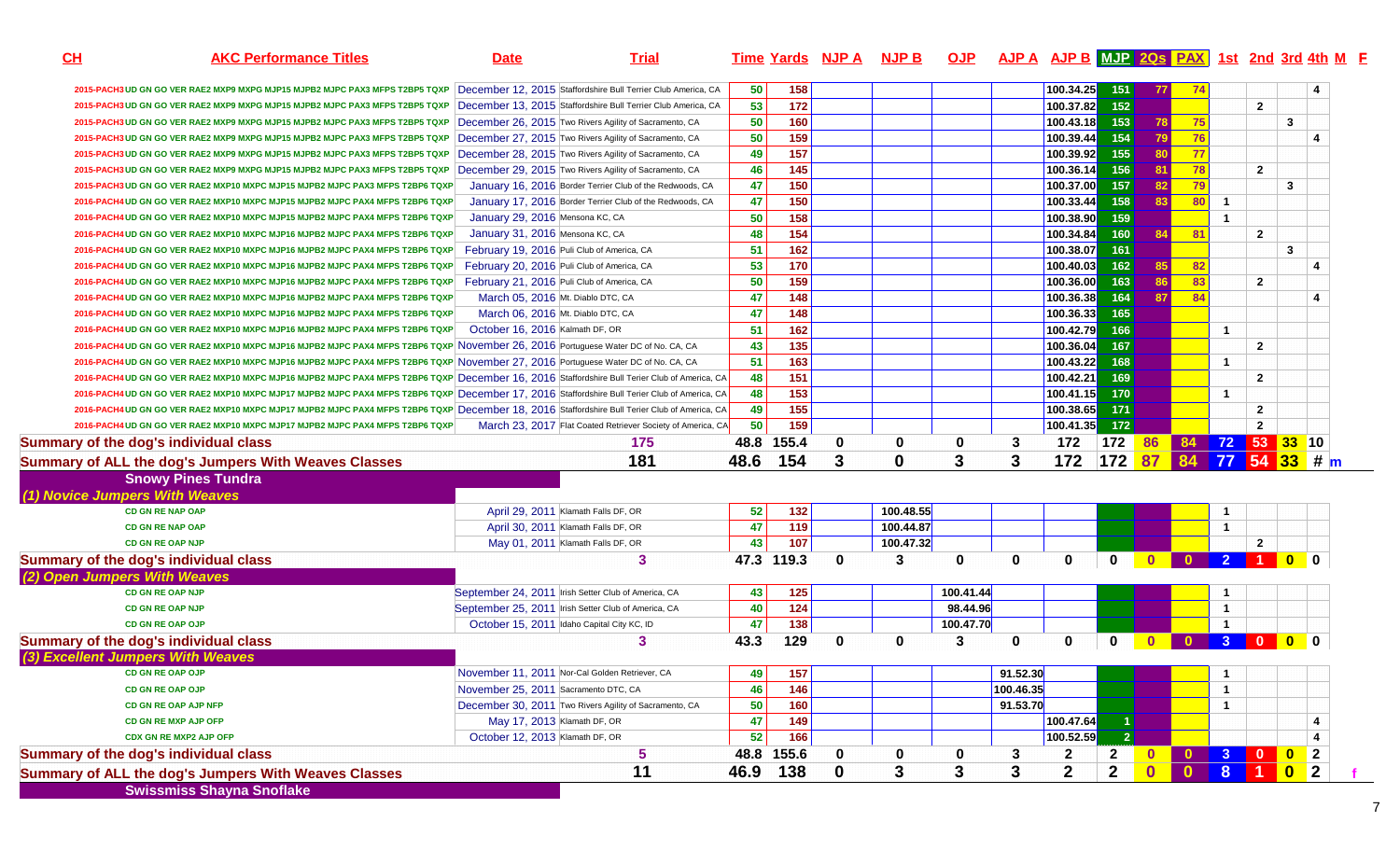| CH | AKC Performance Titles | Date | Trial | Time | Yards | NJP A | NJP B | OJP | AJP A | AJP B | MJP | 2Qs | PAX | 1st | 2nd | 3rd | 4th | M | F |
|---|---|---|---|---|---|---|---|---|---|---|---|---|---|---|---|---|---|---|---|
| 2015-PACH3 | UD GN GO VER RAE2 MXP9 MXPG MJP15 MJPB2 MJPC PAX3 MFPS T2BP5 TQXP | December 12, 2015 | Staffordshire Bull Terrier Club America, CA | 50 | 158 | | | | | 100.34.25 | 151 | 77 | 74 | | | | 4 | | |
| 2015-PACH3 | UD GN GO VER RAE2 MXP9 MXPG MJP15 MJPB2 MJPC PAX3 MFPS T2BP5 TQXP | December 13, 2015 | Staffordshire Bull Terrier Club America, CA | 53 | 172 | | | | | 100.37.82 | 152 | | | | 2 | | | | |
| 2015-PACH3 | UD GN GO VER RAE2 MXP9 MXPG MJP15 MJPB2 MJPC PAX3 MFPS T2BP5 TQXP | December 26, 2015 | Two Rivers Agility of Sacramento, CA | 50 | 160 | | | | | 100.43.18 | 153 | 78 | 75 | | | 3 | | | |
| 2015-PACH3 | UD GN GO VER RAE2 MXP9 MXPG MJP15 MJPB2 MJPC PAX3 MFPS T2BP5 TQXP | December 27, 2015 | Two Rivers Agility of Sacramento, CA | 50 | 159 | | | | | 100.39.44 | 154 | 79 | 76 | | | | 4 | | |
| 2015-PACH3 | UD GN GO VER RAE2 MXP9 MXPG MJP15 MJPB2 MJPC PAX3 MFPS T2BP5 TQXP | December 28, 2015 | Two Rivers Agility of Sacramento, CA | 49 | 157 | | | | | 100.39.92 | 155 | 80 | 77 | | | | | | |
| 2015-PACH3 | UD GN GO VER RAE2 MXP9 MXPG MJP15 MJPB2 MJPC PAX3 MFPS T2BP5 TQXP | December 29, 2015 | Two Rivers Agility of Sacramento, CA | 46 | 145 | | | | | 100.36.14 | 156 | 81 | 78 | | 2 | | | | |
| 2015-PACH3 | UD GN GO VER RAE2 MXP10 MXPC MJP15 MJPB2 MJPC PAX3 MFPS T2BP6 TQXP | December 30, 2015 | Border Terrier Club of the Redwoods, CA | 47 | 150 | | | | | 100.37.00 | 157 | 82 | 79 | | | 3 | | | |
| 2016-PACH4 | UD GN GO VER RAE2 MXP10 MXPC MJP15 MJPB2 MJPC PAX4 MFPS T2BP6 TQXP | January 17, 2016 | Border Terrier Club of the Redwoods, CA | 47 | 150 | | | | | 100.33.44 | 158 | 83 | 80 | 1 | | | | | |
| 2016-PACH4 | UD GN GO VER RAE2 MXP10 MXPC MJP15 MJPB2 MJPC PAX4 MFPS T2BP6 TQXP | January 29, 2016 | Mensona KC, CA | 50 | 158 | | | | | 100.38.90 | 159 | | | 1 | | | | | |
| 2016-PACH4 | UD GN GO VER RAE2 MXP10 MXPC MJP15 MJPB2 MJPC PAX4 MFPS T2BP6 TQXP | January 31, 2016 | Mensona KC, CA | 48 | 154 | | | | | 100.34.84 | 160 | 84 | 81 | | 2 | | | | |
| 2016-PACH4 | UD GN GO VER RAE2 MXP10 MXPC MJP16 MJPB2 MJPC PAX4 MFPS T2BP6 TQXP | February 19, 2016 | Puli Club of America, CA | 51 | 162 | | | | | 100.38.07 | 161 | | | | | 3 | | | |
| 2016-PACH4 | UD GN GO VER RAE2 MXP10 MXPC MJP16 MJPB2 MJPC PAX4 MFPS T2BP6 TQXP | February 20, 2016 | Puli Club of America, CA | 53 | 170 | | | | | 100.40.03 | 162 | 85 | 82 | | | | 4 | | |
| 2016-PACH4 | UD GN GO VER RAE2 MXP10 MXPC MJP16 MJPB2 MJPC PAX4 MFPS T2BP6 TQXP | February 21, 2016 | Puli Club of America, CA | 50 | 159 | | | | | 100.36.00 | 163 | 86 | 83 | | 2 | | | | |
| 2016-PACH4 | UD GN GO VER RAE2 MXP10 MXPC MJP16 MJPB2 MJPC PAX4 MFPS T2BP6 TQXP | March 05, 2016 | Mt. Diablo DTC, CA | 47 | 148 | | | | | 100.36.38 | 164 | 87 | 84 | | | | 4 | | |
| 2016-PACH4 | UD GN GO VER RAE2 MXP10 MXPC MJP16 MJPB2 MJPC PAX4 MFPS T2BP6 TQXP | March 06, 2016 | Mt. Diablo DTC, CA | 47 | 148 | | | | | 100.36.33 | 165 | | | | | | | | |
| 2016-PACH4 | UD GN GO VER RAE2 MXP10 MXPC MJP16 MJPB2 MJPC PAX4 MFPS T2BP6 TQXP | October 16, 2016 | Kalmath DF, OR | 51 | 162 | | | | | 100.42.79 | 166 | | | 1 | | | | | |
| 2016-PACH4 | UD GN GO VER RAE2 MXP10 MXPC MJP16 MJPB2 MJPC PAX4 MFPS T2BP6 TQXP | November 26, 2016 | Portuguese Water DC of No. CA, CA | 43 | 135 | | | | | 100.36.04 | 167 | | | | 2 | | | | |
| 2016-PACH4 | UD GN GO VER RAE2 MXP10 MXPC MJP16 MJPB2 MJPC PAX4 MFPS T2BP6 TQXP | November 27, 2016 | Portuguese Water DC of No. CA, CA | 51 | 163 | | | | | 100.43.22 | 168 | | | 1 | | | | | |
| 2016-PACH4 | UD GN GO VER RAE2 MXP10 MXPC MJP16 MJPB2 MJPC PAX4 MFPS T2BP6 TQXP | December 16, 2016 | Staffordshire Bull Terier Club of America, CA | 48 | 151 | | | | | 100.42.21 | 169 | | | | 2 | | | | |
| 2016-PACH4 | UD GN GO VER RAE2 MXP10 MXPC MJP17 MJPB2 MJPC PAX4 MFPS T2BP6 TQXP | December 17, 2016 | Staffordshire Bull Terier Club of America, CA | 48 | 153 | | | | | 100.41.15 | 170 | | | 1 | | | | | |
| 2016-PACH4 | UD GN GO VER RAE2 MXP10 MXPC MJP17 MJPB2 MJPC PAX4 MFPS T2BP6 TQXP | December 18, 2016 | Staffordshire Bull Terier Club of America, CA | 49 | 155 | | | | | 100.38.65 | 171 | | | | 2 | | | | |
| 2016-PACH4 | UD GN GO VER RAE2 MXP10 MXPC MJP17 MJPB2 MJPC PAX4 MFPS T2BP6 TQXP | March 23, 2017 | Flat Coated Retriever Society of America, CA | 50 | 159 | | | | | 100.41.35 | 172 | | | | 2 | | | | |
| **Summary of the dog's individual class** | | | **175** | **48.8** | **155.4** | **0** | **0** | **0** | **3** | **172** | **172** | **86** | **84** | **72** | **53** | **33** | **10** | | |
| **Summary of ALL the dog's Jumpers With Weaves Classes** | | | **181** | **48.6** | **154** | **3** | **0** | **3** | **3** | **172** | **172** | **87** | **84** | **77** | **54** | **33** | **#** | **m** | |
| **Snowy Pines Tundra** | | | | | | | | | | | | | | | | | | | |
| ***(1) Novice Jumpers With Weaves*** | | | | | | | | | | | | | | | | | | | |
| | CD GN RE NAP OAP | April 29, 2011 | Klamath Falls DF, OR | 52 | 132 | | 100.48.55 | | | | | | | 1 | | | | | |
| | CD GN RE NAP OAP | April 30, 2011 | Klamath Falls DF, OR | 47 | 119 | | 100.44.87 | | | | | | | 1 | | | | | |
| | CD GN RE OAP NJP | May 01, 2011 | Klamath Falls DF, OR | 43 | 107 | | 100.47.32 | | | | | | | | 2 | | | | |
| **Summary of the dog's individual class** | | | **3** | **47.3** | **119.3** | **0** | **3** | **0** | **0** | **0** | **0** | **0** | **0** | **2** | **1** | **0** | **0** | | |
| ***(2) Open Jumpers With Weaves*** | | | | | | | | | | | | | | | | | | | |
| | CD GN RE OAP NJP | September 24, 2011 | Irish Setter Club of America, CA | 43 | 125 | | | 100.41.44 | | | | | | 1 | | | | | |
| | CD GN RE OAP NJP | September 25, 2011 | Irish Setter Club of America, CA | 40 | 124 | | | 98.44.96 | | | | | | 1 | | | | | |
| | CD GN RE OAP OJP | October 15, 2011 | Idaho Capital City KC, ID | 47 | 138 | | | 100.47.70 | | | | | | 1 | | | | | |
| **Summary of the dog's individual class** | | | **3** | **43.3** | **129** | **0** | **0** | **3** | **0** | **0** | **0** | **0** | **0** | **3** | **0** | **0** | **0** | | |
| ***(3) Excellent Jumpers With Weaves*** | | | | | | | | | | | | | | | | | | | |
| | CD GN RE OAP OJP | November 11, 2011 | Nor-Cal Golden Retriever, CA | 49 | 157 | | | | 91.52.30 | | | | | 1 | | | | | |
| | CD GN RE OAP OJP | November 25, 2011 | Sacramento DTC, CA | 46 | 146 | | | | 100.46.35 | | | | | 1 | | | | | |
| | CD GN RE OAP AJP NFP | December 30, 2011 | Two Rivers Agility of Sacramento, CA | 50 | 160 | | | | 91.53.70 | | | | | 1 | | | | | |
| | CD GN RE MXP AJP OFP | May 17, 2013 | Klamath DF, OR | 47 | 149 | | | | | 100.47.64 | 1 | | | | | | 4 | | |
| | CDX GN RE MXP2 AJP OFP | October 12, 2013 | Klamath DF, OR | 52 | 166 | | | | | 100.52.59 | 2 | | | | | | 4 | | |
| **Summary of the dog's individual class** | | | **5** | **48.8** | **155.6** | **0** | **0** | **0** | **3** | **2** | **2** | **0** | **0** | **3** | **0** | **0** | **2** | | |
| **Summary of ALL the dog's Jumpers With Weaves Classes** | | | **11** | **46.9** | **138** | **0** | **3** | **3** | **3** | **2** | **2** | **0** | **0** | **8** | **1** | **0** | **2** | | **f** |
| **Swissmiss Shayna Snoflake** | | | | | | | | | | | | | | | | | | | |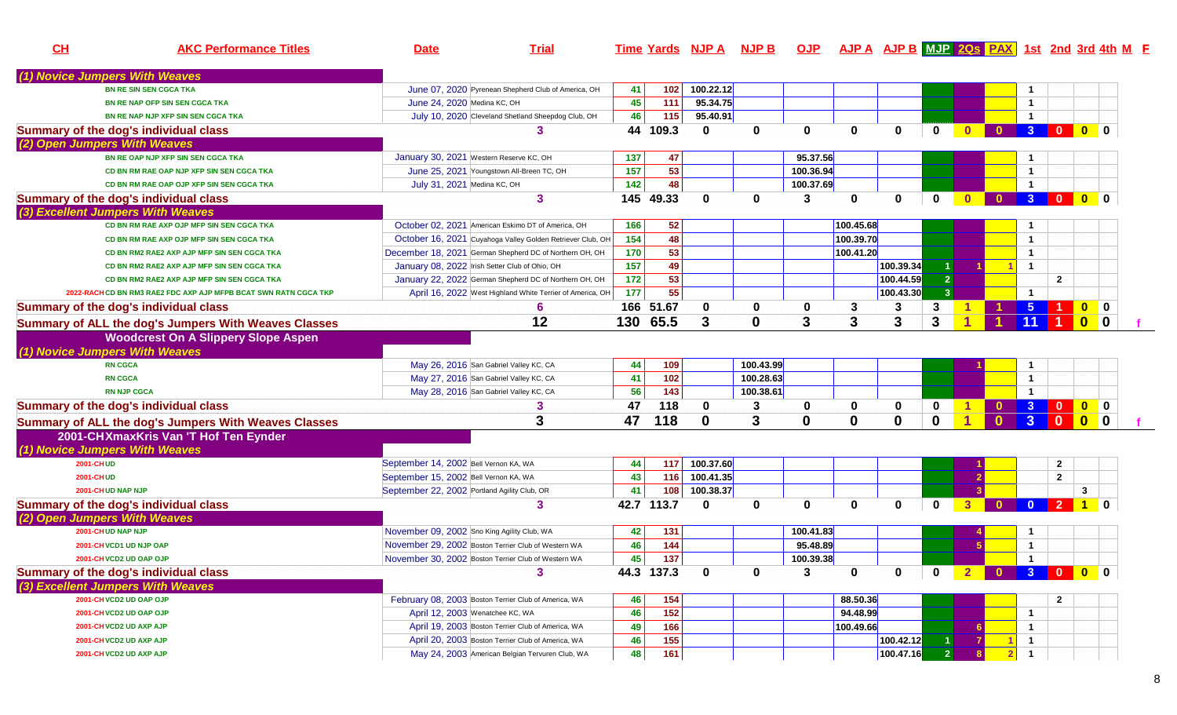| CH | AKC Performance Titles | Date | Trial | Time | Yards | NJP A | NJP B | OJP | AJP A | AJP B | MJP | 2Qs | PAX | 1st | 2nd | 3rd | 4th | M | F |
|---|---|---|---|---|---|---|---|---|---|---|---|---|---|---|---|---|---|---|---|
| (1) Novice Jumpers With Weaves | | | | | | | | | | | | | | | | | | | |
| | BN RE SIN SEN CGCA TKA | June 07, 2020 | Pyrenean Shepherd Club of America, OH | 41 | 102 | 100.22.12 | | | | | | | | 1 | | | | | |
| | BN RE NAP OFP SIN SEN CGCA TKA | June 24, 2020 | Medina KC, OH | 45 | 111 | 95.34.75 | | | | | | | | 1 | | | | | |
| | BN RE NAP NJP XFP SIN SEN CGCA TKA | July 10, 2020 | Cleveland Shetland Sheepdog Club, OH | 46 | 115 | 95.40.91 | | | | | | | | 1 | | | | | |
| Summary of the dog's individual class | | | 3 | 44 | 109.3 | 0 | 0 | 0 | 0 | 0 | 0 | 0 | 0 | 3 | 0 | 0 | 0 | | |
| (2) Open Jumpers With Weaves | | | | | | | | | | | | | | | | | | | |
| | BN RE OAP NJP XFP SIN SEN CGCA TKA | January 30, 2021 | Western Reserve KC, OH | 137 | 47 | | | 95.37.56 | | | | | | 1 | | | | | |
| | CD BN RM RAE OAP NJP XFP SIN SEN CGCA TKA | June 25, 2021 | Youngstown All-Breen TC, OH | 157 | 53 | | | 100.36.94 | | | | | | 1 | | | | | |
| | CD BN RM RAE OAP OJP XFP SIN SEN CGCA TKA | July 31, 2021 | Medina KC, OH | 142 | 48 | | | 100.37.69 | | | | | | 1 | | | | | |
| Summary of the dog's individual class | | | 3 | 145 | 49.33 | 0 | 0 | 3 | 0 | 0 | 0 | 0 | 0 | 3 | 0 | 0 | 0 | | |
| (3) Excellent Jumpers With Weaves | | | | | | | | | | | | | | | | | | | |
| | CD BN RM RAE AXP OJP MFP SIN SEN CGCA TKA | October 02, 2021 | American Eskimo DT of America, OH | 166 | 52 | | | | 100.45.68 | | | | | 1 | | | | | |
| | CD BN RM RAE AXP OJP MFP SIN SEN CGCA TKA | October 16, 2021 | Cuyahoga Valley Golden Retriever Club, OH | 154 | 48 | | | | 100.39.70 | | | | | 1 | | | | | |
| | CD BN RM2 RAE2 AXP AJP MFP SIN SEN CGCA TKA | December 18, 2021 | German Shepherd DC of Northern OH, OH | 170 | 53 | | | | 100.41.20 | | | | | 1 | | | | | |
| | CD BN RM2 RAE2 AXP AJP MFP SIN SEN CGCA TKA | January 08, 2022 | Irish Setter Club of Ohio, OH | 157 | 49 | | | | | 100.39.34 | 1 | 1 | 1 | 1 | | | | | |
| | CD BN RM2 RAE2 AXP AJP MFP SIN SEN CGCA TKA | January 22, 2022 | German Shepherd DC of Northern OH, OH | 172 | 53 | | | | | 100.44.59 | 2 | | | | 2 | | | | |
| 2022-RACH | CD BN RM3 RAE2 FDC AXP AJP MFPB BCAT SWN RATN CGCA TKP | April 16, 2022 | West Highland White Terrier of America, OH | 177 | 55 | | | | | 100.43.30 | 3 | | | 1 | | | | | |
| Summary of the dog's individual class | | | 6 | 166 | 51.67 | 0 | 0 | 0 | 3 | 3 | 3 | 1 | 1 | 5 | 1 | 0 | 0 | | |
| Summary of ALL the dog's Jumpers With Weaves Classes | | | 12 | 130 | 65.5 | 3 | 0 | 3 | 3 | 3 | 3 | 1 | 1 | 11 | 1 | 0 | 0 | | f |
| Woodcrest On A Slippery Slope Aspen | | | | | | | | | | | | | | | | | | | |
| (1) Novice Jumpers With Weaves | | | | | | | | | | | | | | | | | | | |
| | RN CGCA | May 26, 2016 | San Gabriel Valley KC, CA | 44 | 109 | | 100.43.99 | | | | | 1 | | 1 | | | | | |
| | RN CGCA | May 27, 2016 | San Gabriel Valley KC, CA | 41 | 102 | | 100.28.63 | | | | | | | 1 | | | | | |
| | RN NJP CGCA | May 28, 2016 | San Gabriel Valley KC, CA | 56 | 143 | | 100.38.61 | | | | | | | 1 | | | | | |
| Summary of the dog's individual class | | | 3 | 47 | 118 | 0 | 3 | 0 | 0 | 0 | 0 | 1 | 0 | 3 | 0 | 0 | 0 | | |
| Summary of ALL the dog's Jumpers With Weaves Classes | | | 3 | 47 | 118 | 0 | 3 | 0 | 0 | 0 | 0 | 1 | 0 | 3 | 0 | 0 | 0 | | f |
| 2001-CH XmaxKris Van 'T Hof Ten Eynder | | | | | | | | | | | | | | | | | | | |
| (1) Novice Jumpers With Weaves | | | | | | | | | | | | | | | | | | | |
| 2001-CH | UD | September 14, 2002 | Bell Vernon KA, WA | 44 | 117 | 100.37.60 | | | | | | 1 | | | 2 | | | | |
| 2001-CH | UD | September 15, 2002 | Bell Vernon KA, WA | 43 | 116 | 100.41.35 | | | | | | 2 | | | 2 | | | | |
| 2001-CH | UD NAP NJP | September 22, 2002 | Portland Agility Club, OR | 41 | 108 | 100.38.37 | | | | | | 3 | | | | 3 | | | |
| Summary of the dog's individual class | | | 3 | 42.7 | 113.7 | 0 | 0 | 0 | 0 | 0 | 0 | 3 | 0 | 0 | 2 | 1 | 0 | | |
| (2) Open Jumpers With Weaves | | | | | | | | | | | | | | | | | | | |
| 2001-CH | UD NAP NJP | November 09, 2002 | Sno King Agility Club, WA | 42 | 131 | | | 100.41.83 | | | | 4 | | 1 | | | | | |
| 2001-CH | VCD1 UD NJP OAP | November 29, 2002 | Boston Terrier Club of Western WA | 46 | 144 | | | 95.48.89 | | | | 5 | | 1 | | | | | |
| 2001-CH | VCD2 UD OAP OJP | November 30, 2002 | Boston Terrier Club of Western WA | 45 | 137 | | | 100.39.38 | | | | | | 1 | | | | | |
| Summary of the dog's individual class | | | 3 | 44.3 | 137.3 | 0 | 0 | 3 | 0 | 0 | 0 | 2 | 0 | 3 | 0 | 0 | 0 | | |
| (3) Excellent Jumpers With Weaves | | | | | | | | | | | | | | | | | | | |
| 2001-CH | VCD2 UD OAP OJP | February 08, 2003 | Boston Terrier Club of America, WA | 46 | 154 | | | | 88.50.36 | | | | | | 2 | | | | |
| 2001-CH | VCD2 UD OAP OJP | April 12, 2003 | Wenatchee KC, WA | 46 | 152 | | | | 94.48.99 | | | | | 1 | | | | | |
| 2001-CH | VCD2 UD AXP AJP | April 19, 2003 | Boston Terrier Club of America, WA | 49 | 166 | | | | 100.49.66 | | | 6 | | 1 | | | | | |
| 2001-CH | VCD2 UD AXP AJP | April 20, 2003 | Boston Terrier Club of America, WA | 46 | 155 | | | | | 100.42.12 | 1 | 7 | 1 | 1 | | | | | |
| 2001-CH | VCD2 UD AXP AJP | May 24, 2003 | American Belgian Tervuren Club, WA | 48 | 161 | | | | | 100.47.16 | 2 | 8 | 2 | 1 | | | | | |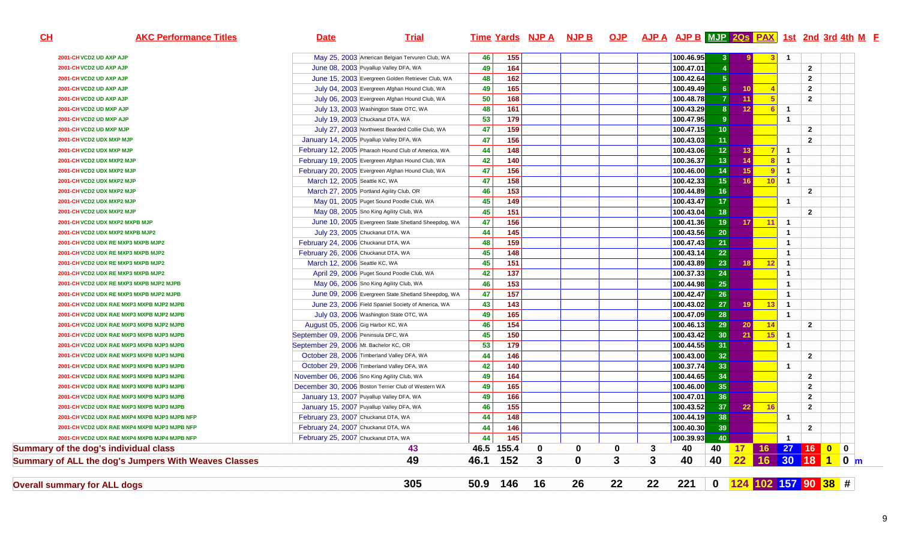| CH | AKC Performance Titles | Date | Trial | Time | Yards | NJP A | NJP B | OJP | AJP A | AJP B | MJP | 2Qs | PAX | 1st | 2nd | 3rd | 4th | M | F |
|---|---|---|---|---|---|---|---|---|---|---|---|---|---|---|---|---|---|---|---|
| 2001-CH | VCD2 UD AXP AJP | May 25, 2003 | American Belgian Tervuren Club, WA | 46 | 155 | | | | | 100.46.95 | 3 | 9 | 3 | 1 | | | | | |
| 2001-CH | VCD2 UD AXP AJP | June 08, 2003 | Puyallup Valley DFA, WA | 49 | 164 | | | | | 100.47.01 | 4 | | | | 2 | | | | |
| 2001-CH | VCD2 UD AXP AJP | June 15, 2003 | Evergreen Golden Retriever Club, WA | 48 | 162 | | | | | 100.42.64 | 5 | | | | 2 | | | | |
| 2001-CH | VCD2 UD AXP AJP | July 04, 2003 | Evergreen Afghan Hound Club, WA | 49 | 165 | | | | | 100.49.49 | 6 | 10 | 4 | | 2 | | | | |
| 2001-CH | VCD2 UD AXP AJP | July 06, 2003 | Evergreen Afghan Hound Club, WA | 50 | 168 | | | | | 100.48.78 | 7 | 11 | 5 | | 2 | | | | |
| 2001-CH | VCD2 UD MXP AJP | July 13, 2003 | Washington State OTC, WA | 48 | 161 | | | | | 100.43.29 | 8 | 12 | 6 | 1 | | | | | |
| 2001-CH | VCD2 UD MXP AJP | July 19, 2003 | Chuckanut DTA, WA | 53 | 179 | | | | | 100.47.95 | 9 | | | 1 | | | | | |
| 2001-CH | VCD2 UD MXP MJP | July 27, 2003 | Northwest Bearded Collie Club, WA | 47 | 159 | | | | | 100.47.15 | 10 | | | | 2 | | | | |
| 2001-CH | VCD2 UDX MXP MJP | January 14, 2005 | Puyallup Valley DFA, WA | 47 | 156 | | | | | 100.43.03 | 11 | | | | 2 | | | | |
| 2001-CH | VCD2 UDX MXP MJP | February 12, 2005 | Pharaoh Hound Club of America, WA | 44 | 148 | | | | | 100.43.06 | 12 | 13 | 7 | 1 | | | | | |
| 2001-CH | VCD2 UDX MXP2 MJP | February 19, 2005 | Evergreen Afghan Hound Club, WA | 42 | 140 | | | | | 100.36.37 | 13 | 14 | 8 | 1 | | | | | |
| 2001-CH | VCD2 UDX MXP2 MJP | February 20, 2005 | Evergreen Afghan Hound Club, WA | 47 | 156 | | | | | 100.46.00 | 14 | 15 | 9 | 1 | | | | | |
| 2001-CH | VCD2 UDX MXP2 MJP | March 12, 2005 | Seattle KC, WA | 47 | 158 | | | | | 100.42.33 | 15 | 16 | 10 | 1 | | | | | |
| 2001-CH | VCD2 UDX MXP2 MJP | March 27, 2005 | Portland Agility Club, OR | 46 | 153 | | | | | 100.44.89 | 16 | | | | 2 | | | | |
| 2001-CH | VCD2 UDX MXP2 MJP | May 01, 2005 | Puget Sound Poodle Club, WA | 45 | 149 | | | | | 100.43.47 | 17 | | | 1 | | | | | |
| 2001-CH | VCD2 UDX MXP2 MJP | May 08, 2005 | Sno King Agility Club, WA | 45 | 151 | | | | | 100.43.04 | 18 | | | | 2 | | | | |
| 2001-CH | VCD2 UDX MXP2 MXPB MJP | June 10, 2005 | Evergreen State Shetland Sheepdog, WA | 47 | 156 | | | | | 100.41.36 | 19 | 17 | 11 | 1 | | | | | |
| 2001-CH | VCD2 UDX MXP2 MXPB MJP2 | July 23, 2005 | Chuckanut DTA, WA | 44 | 145 | | | | | 100.43.56 | 20 | | | 1 | | | | | |
| 2001-CH | VCD2 UDX RE MXP3 MXPB MJP2 | February 24, 2006 | Chuckanut DTA, WA | 48 | 159 | | | | | 100.47.43 | 21 | | | 1 | | | | | |
| 2001-CH | VCD2 UDX RE MXP3 MXPB MJP2 | February 26, 2006 | Chuckanut DTA, WA | 45 | 148 | | | | | 100.43.14 | 22 | | | 1 | | | | | |
| 2001-CH | VCD2 UDX RE MXP3 MXPB MJP2 | March 12, 2006 | Seattle KC, WA | 45 | 151 | | | | | 100.43.89 | 23 | 18 | 12 | 1 | | | | | |
| 2001-CH | VCD2 UDX RE MXP3 MXPB MJP2 | April 29, 2006 | Puget Sound Poodle Club, WA | 42 | 137 | | | | | 100.37.33 | 24 | | | 1 | | | | | |
| 2001-CH | VCD2 UDX RE MXP3 MXPB MJP2 MJPB | May 06, 2006 | Sno King Agility Club, WA | 46 | 153 | | | | | 100.44.98 | 25 | | | 1 | | | | | |
| 2001-CH | VCD2 UDX RE MXP3 MXPB MJP2 MJPB | June 09, 2006 | Evergreen State Shetland Sheepdog, WA | 47 | 157 | | | | | 100.42.47 | 26 | | | 1 | | | | | |
| 2001-CH | VCD2 UDX RAE MXP3 MXPB MJP2 MJPB | June 23, 2006 | Field Spaniel Society of America, WA | 43 | 143 | | | | | 100.43.02 | 27 | 19 | 13 | 1 | | | | | |
| 2001-CH | VCD2 UDX RAE MXP3 MXPB MJP2 MJPB | July 03, 2006 | Washington State OTC, WA | 49 | 165 | | | | | 100.47.09 | 28 | | | 1 | | | | | |
| 2001-CH | VCD2 UDX RAE MXP3 MXPB MJP2 MJPB | August 05, 2006 | Gig Harbor KC, WA | 46 | 154 | | | | | 100.46.13 | 29 | 20 | 14 | | 2 | | | | |
| 2001-CH | VCD2 UDX RAE MXP3 MXPB MJP2 MJPB | September 09, 2006 | Peninsula DFC, WA | 45 | 150 | | | | | 100.43.42 | 30 | 21 | 15 | 1 | | | | | |
| 2001-CH | VCD2 UDX RAE MXP3 MXPB MJP3 MJPB | September 29, 2006 | Mt. Bachelor KC, OR | 53 | 179 | | | | | 100.44.55 | 31 | | | 1 | | | | | |
| 2001-CH | VCD2 UDX RAE MXP3 MXPB MJP3 MJPB | October 28, 2006 | Timberland Valley DFA, WA | 44 | 146 | | | | | 100.43.00 | 32 | | | | 2 | | | | |
| 2001-CH | VCD2 UDX RAE MXP3 MXPB MJP3 MJPB | October 29, 2006 | Timberland Valley DFA, WA | 42 | 140 | | | | | 100.37.74 | 33 | | | 1 | | | | | |
| 2001-CH | VCD2 UDX RAE MXP3 MXPB MJP3 MJPB | November 06, 2006 | Sno King Agility Club, WA | 49 | 164 | | | | | 100.44.65 | 34 | | | | 2 | | | | |
| 2001-CH | VCD2 UDX RAE MXP3 MXPB MJP3 MJPB | December 30, 2006 | Boston Terrier Club of Western WA | 49 | 165 | | | | | 100.46.00 | 35 | | | | 2 | | | | |
| 2001-CH | VCD2 UDX RAE MXP3 MXPB MJP3 MJPB | January 13, 2007 | Puyallup Valley DFA, WA | 49 | 166 | | | | | 100.47.01 | 36 | | | | 2 | | | | |
| 2001-CH | VCD2 UDX RAE MXP3 MXPB MJP3 MJPB | January 15, 2007 | Puyallup Valley DFA, WA | 46 | 155 | | | | | 100.43.52 | 37 | 22 | 16 | | 2 | | | | |
| 2001-CH | VCD2 UDX RAE MXP4 MXPB MJP3 MJPB NFP | February 23, 2007 | Chuckanut DTA, WA | 44 | 148 | | | | | 100.44.19 | 38 | | | 1 | | | | | |
| 2001-CH | VCD2 UDX RAE MXP4 MXPB MJP3 MJPB NFP | February 24, 2007 | Chuckanut DTA, WA | 44 | 146 | | | | | 100.40.30 | 39 | | | | 2 | | | | |
| 2001-CH | VCD2 UDX RAE MXP4 MXPB MJP4 MJPB NFP | February 25, 2007 | Chuckanut DTA, WA | 44 | 145 | | | | | 100.39.93 | 40 | | | 1 | | | | | |
| **Summary of the dog's individual class** | | | 43 | 46.5 | 155.4 | 0 | 0 | 0 | 3 | 40 | 40 | 17 | 16 | 27 | 16 | 0 | 0 | | |
| **Summary of ALL the dog's Jumpers With Weaves Classes** | | | 49 | 46.1 | 152 | 3 | 0 | 3 | 3 | 40 | 40 | 22 | 16 | 30 | 18 | 1 | 0 | m | |
| **Overall summary for ALL dogs** | | | 305 | 50.9 | 146 | 16 | 26 | 22 | 22 | 221 | 0 | 124 | 102 | 157 | 90 | 38 | # | | |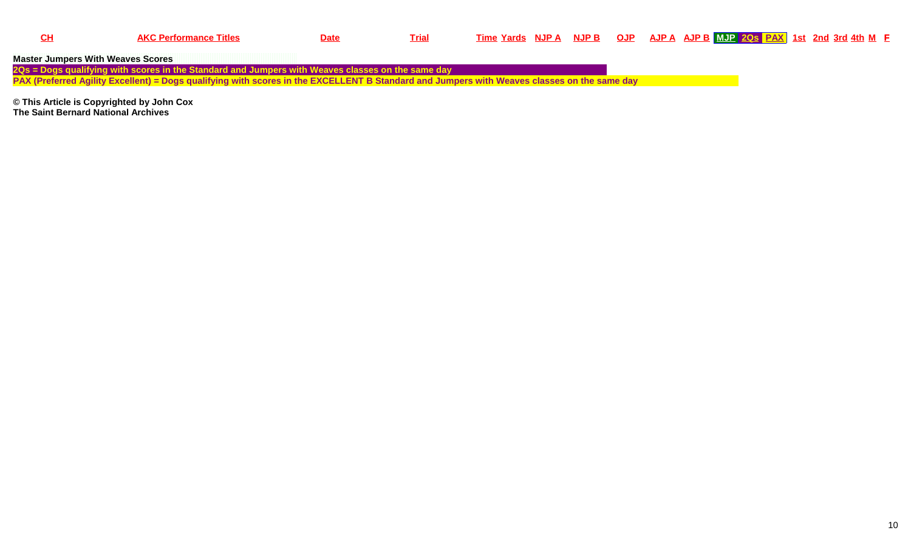| CH | AKC Performance Titles | Date | Trial | Time | Yards | NJP A | NJP B | OJP | AJP A | AJP B | MJP | 2Qs | PAX | 1st | 2nd | 3rd | 4th | M | F |
|---|---|---|---|---|---|---|---|---|---|---|---|---|---|---|---|---|---|---|---|

**Master Jumpers With Weaves Scores**

**2Qs = Dogs qualifying with scores in the Standard and Jumpers with Weaves classes on the same day**

**PAX (Preferred Agility Excellent) = Dogs qualifying with scores in the EXCELLENT B Standard and Jumpers with Weaves classes on the same day**

**© This Article is Copyrighted by John Cox**
**The Saint Bernard National Archives**